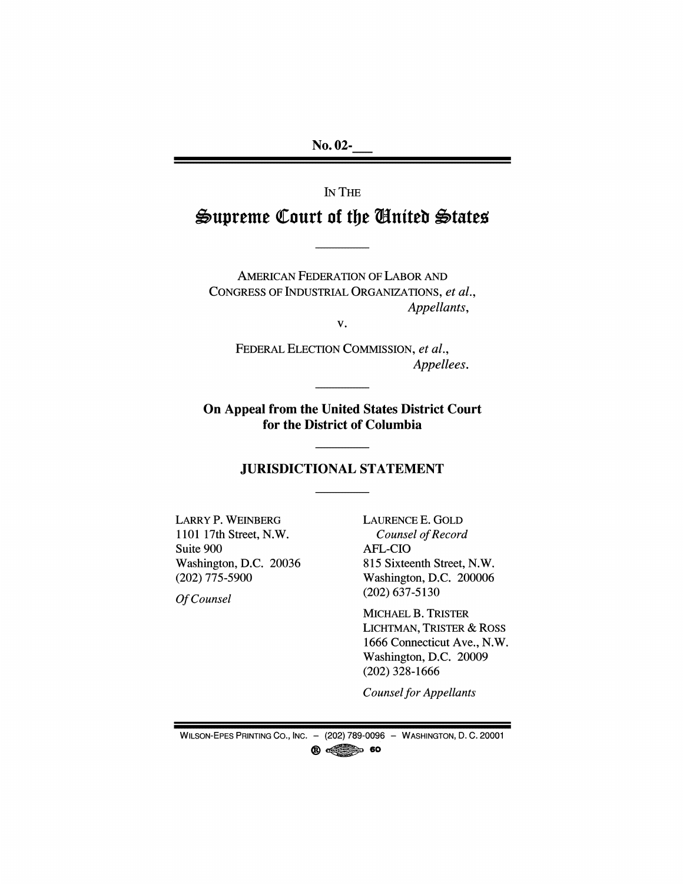No. 02-___

IN THE

# Supreme Court of the United States

---

AMERICAN FEDERATION OF LABOR AND CONGRESS OF INDUSTRIAL ORGANIZATIONS, *et al.*,
*Appellants*,

v.

FEDERAL ELECTION COMMISSION, *et al.*,
*Appellees*.

---

**On Appeal from the United States District Court for the District of Columbia**

---

## JURISDICTIONAL STATEMENT

---

LARRY P. WEINBERG
1101 17th Street, N.W.
Suite 900
Washington, D.C. 20036
(202) 775-5900

*Of Counsel*

LAURENCE E. GOLD
*Counsel of Record*
AFL-CIO
815 Sixteenth Street, N.W.
Washington, D.C. 200006
(202) 637-5130

MICHAEL B. TRISTER
LICHTMAN, TRISTER & ROSS
1666 Connecticut Ave., N.W.
Washington, D.C. 20009
(202) 328-1666

*Counsel for Appellants*

WILSON-EPES PRINTING CO., INC. – (202) 789-0096 – WASHINGTON, D. C. 20001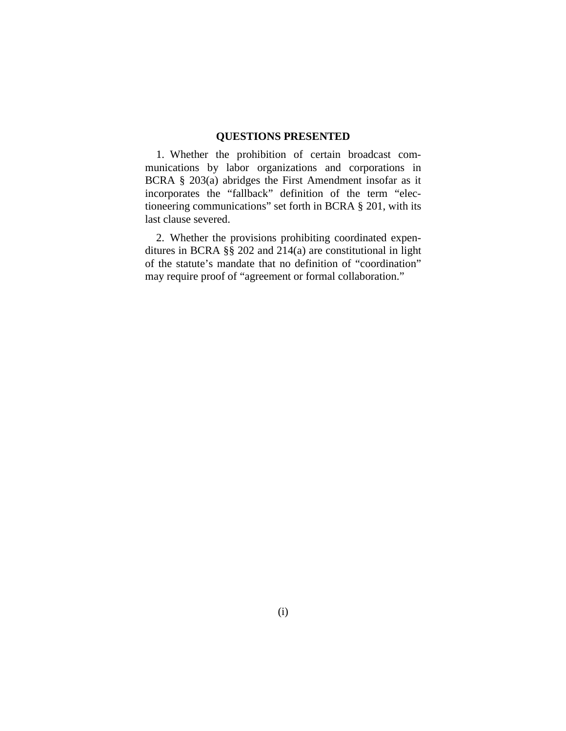## QUESTIONS PRESENTED

1. Whether the prohibition of certain broadcast communications by labor organizations and corporations in BCRA § 203(a) abridges the First Amendment insofar as it incorporates the "fallback" definition of the term "electioneering communications" set forth in BCRA § 201, with its last clause severed.

2. Whether the provisions prohibiting coordinated expenditures in BCRA §§ 202 and 214(a) are constitutional in light of the statute's mandate that no definition of "coordination" may require proof of "agreement or formal collaboration."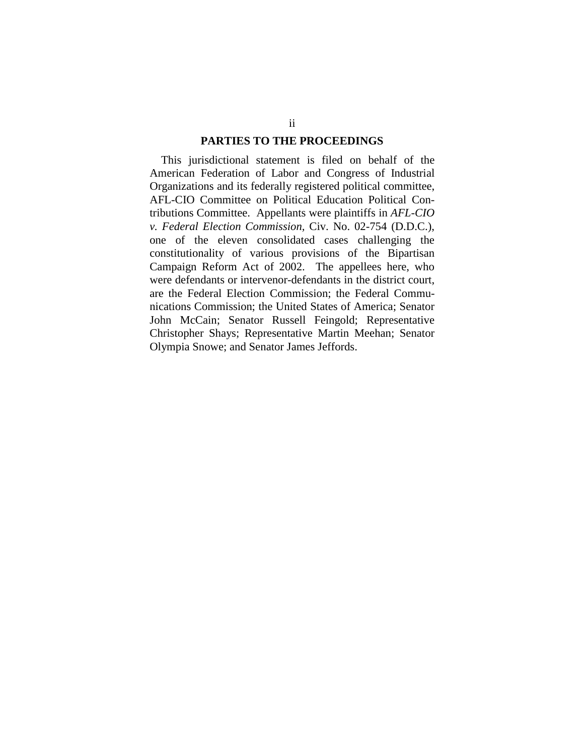## PARTIES TO THE PROCEEDINGS

This jurisdictional statement is filed on behalf of the American Federation of Labor and Congress of Industrial Organizations and its federally registered political committee, AFL-CIO Committee on Political Education Political Contributions Committee. Appellants were plaintiffs in *AFL-CIO v. Federal Election Commission*, Civ. No. 02-754 (D.D.C.), one of the eleven consolidated cases challenging the constitutionality of various provisions of the Bipartisan Campaign Reform Act of 2002. The appellees here, who were defendants or intervenor-defendants in the district court, are the Federal Election Commission; the Federal Communications Commission; the United States of America; Senator John McCain; Senator Russell Feingold; Representative Christopher Shays; Representative Martin Meehan; Senator Olympia Snowe; and Senator James Jeffords.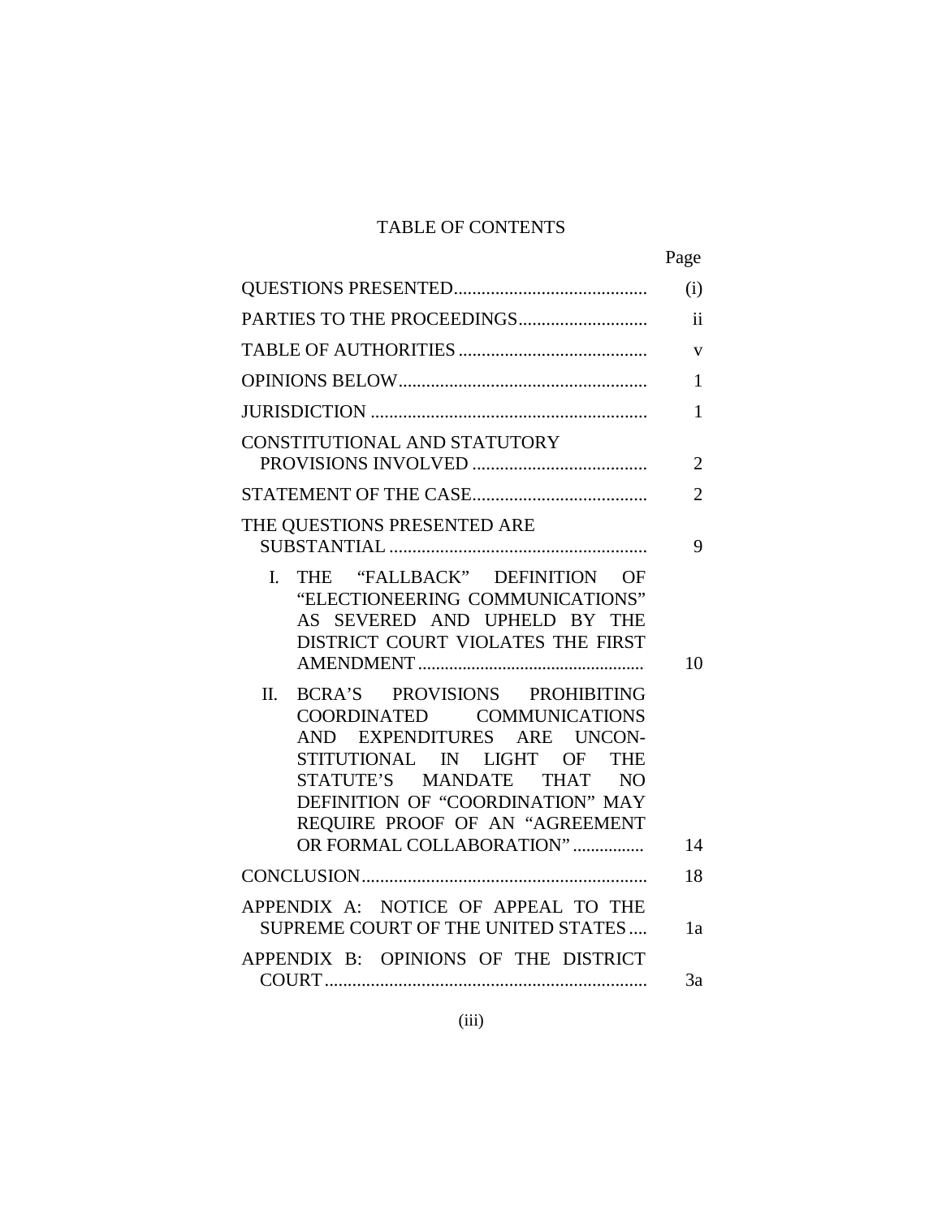# TABLE OF CONTENTS

| | Page |
|---|---|
| QUESTIONS PRESENTED | (i) |
| PARTIES TO THE PROCEEDINGS | ii |
| TABLE OF AUTHORITIES | v |
| OPINIONS BELOW | 1 |
| JURISDICTION | 1 |
| CONSTITUTIONAL AND STATUTORY PROVISIONS INVOLVED | 2 |
| STATEMENT OF THE CASE | 2 |
| THE QUESTIONS PRESENTED ARE SUBSTANTIAL | 9 |
| I. THE "FALLBACK" DEFINITION OF "ELECTIONEERING COMMUNICATIONS" AS SEVERED AND UPHELD BY THE DISTRICT COURT VIOLATES THE FIRST AMENDMENT | 10 |
| II. BCRA'S PROVISIONS PROHIBITING COORDINATED COMMUNICATIONS AND EXPENDITURES ARE UNCONSTITUTIONAL IN LIGHT OF THE STATUTE'S MANDATE THAT NO DEFINITION OF "COORDINATION" MAY REQUIRE PROOF OF AN "AGREEMENT OR FORMAL COLLABORATION" | 14 |
| CONCLUSION | 18 |
| APPENDIX A: NOTICE OF APPEAL TO THE SUPREME COURT OF THE UNITED STATES | 1a |
| APPENDIX B: OPINIONS OF THE DISTRICT COURT | 3a |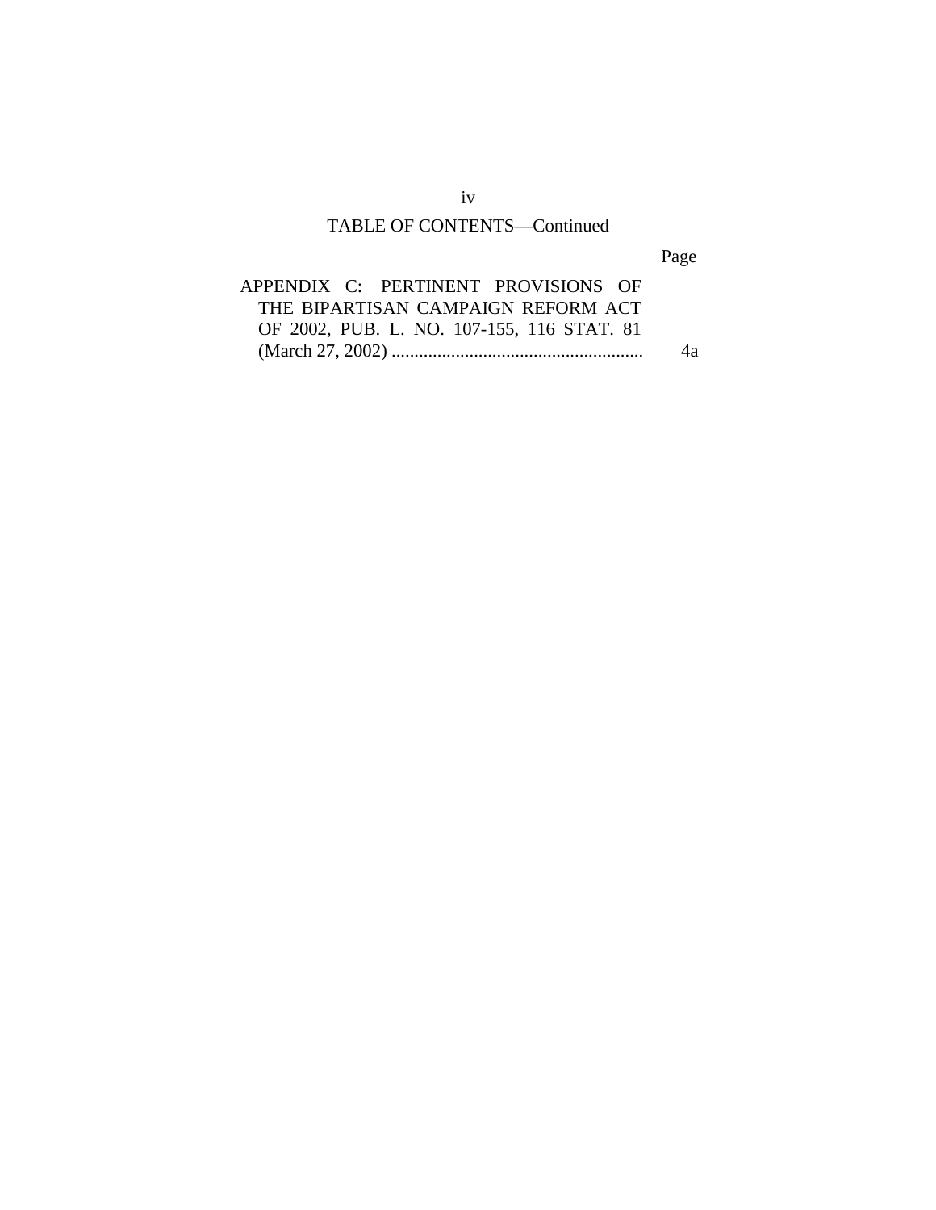TABLE OF CONTENTS—Continued

| | Page |
|---|---|
| APPENDIX C: PERTINENT PROVISIONS OF THE BIPARTISAN CAMPAIGN REFORM ACT OF 2002, PUB. L. NO. 107-155, 116 STAT. 81 (March 27, 2002) ....................................................... | 4a |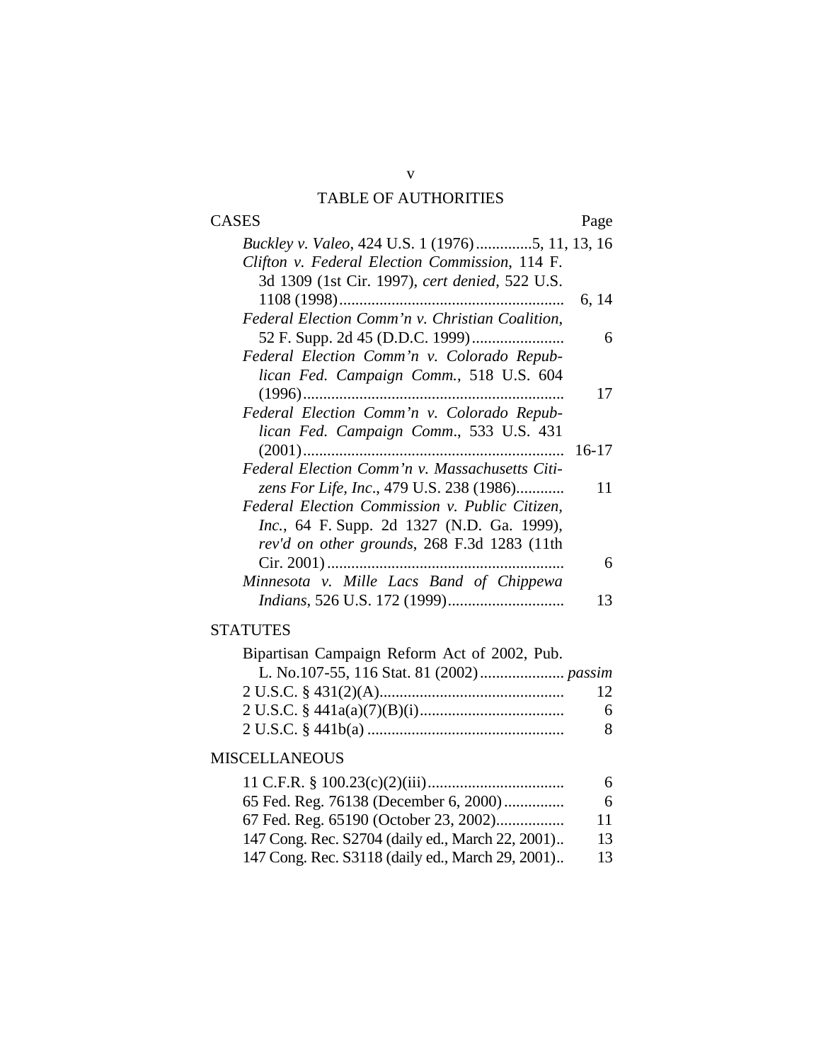# TABLE OF AUTHORITIES

| CASES | Page |
|---|---|
| *Buckley v. Valeo*, 424 U.S. 1 (1976) | 5, 11, 13, 16 |
| *Clifton v. Federal Election Commission*, 114 F. 3d 1309 (1st Cir. 1997), *cert denied*, 522 U.S. 1108 (1998) | 6, 14 |
| *Federal Election Comm'n v. Christian Coalition*, 52 F. Supp. 2d 45 (D.D.C. 1999) | 6 |
| *Federal Election Comm'n v. Colorado Republican Fed. Campaign Comm.*, 518 U.S. 604 (1996) | 17 |
| *Federal Election Comm'n v. Colorado Republican Fed. Campaign Comm*., 533 U.S. 431 (2001) | 16-17 |
| *Federal Election Comm'n v. Massachusetts Citizens For Life, Inc*., 479 U.S. 238 (1986) | 11 |
| *Federal Election Commission v. Public Citizen, Inc.*, 64 F. Supp. 2d 1327 (N.D. Ga. 1999), *rev'd on other grounds*, 268 F.3d 1283 (11th Cir. 2001) | 6 |
| *Minnesota v. Mille Lacs Band of Chippewa Indians*, 526 U.S. 172 (1999) | 13 |

| STATUTES | |
|---|---|
| Bipartisan Campaign Reform Act of 2002, Pub. L. No.107-55, 116 Stat. 81 (2002) | *passim* |
| 2 U.S.C. § 431(2)(A) | 12 |
| 2 U.S.C. § 441a(a)(7)(B)(i) | 6 |
| 2 U.S.C. § 441b(a) | 8 |

| MISCELLANEOUS | |
|---|---|
| 11 C.F.R. § 100.23(c)(2)(iii) | 6 |
| 65 Fed. Reg. 76138 (December 6, 2000) | 6 |
| 67 Fed. Reg. 65190 (October 23, 2002) | 11 |
| 147 Cong. Rec. S2704 (daily ed., March 22, 2001) | 13 |
| 147 Cong. Rec. S3118 (daily ed., March 29, 2001) | 13 |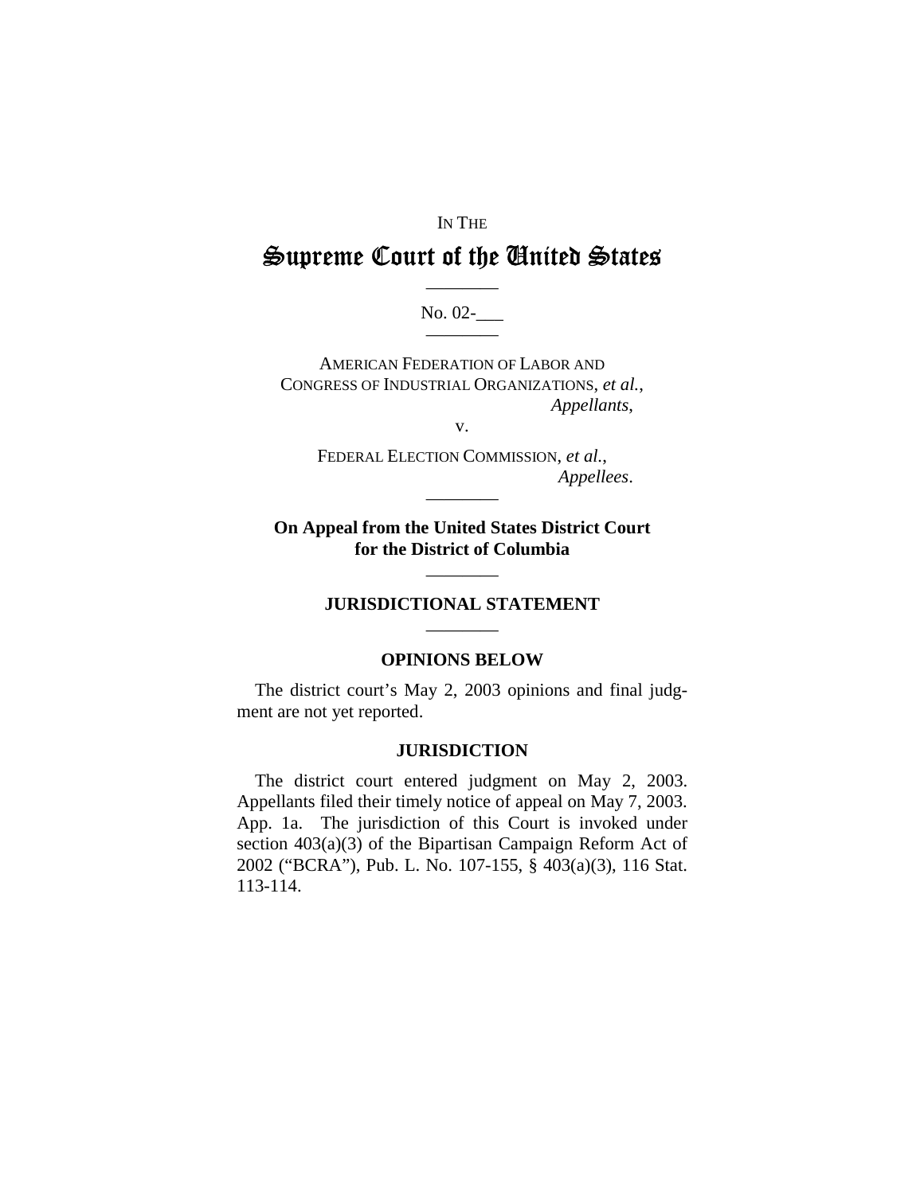IN THE

# Supreme Court of the United States

No. 02-___

AMERICAN FEDERATION OF LABOR AND CONGRESS OF INDUSTRIAL ORGANIZATIONS, *et al.*,
*Appellants*,

v.

FEDERAL ELECTION COMMISSION, *et al.*,
*Appellees*.

**On Appeal from the United States District Court for the District of Columbia**

## JURISDICTIONAL STATEMENT

### OPINIONS BELOW

The district court's May 2, 2003 opinions and final judgment are not yet reported.

### JURISDICTION

The district court entered judgment on May 2, 2003. Appellants filed their timely notice of appeal on May 7, 2003. App. 1a. The jurisdiction of this Court is invoked under section 403(a)(3) of the Bipartisan Campaign Reform Act of 2002 ("BCRA"), Pub. L. No. 107-155, § 403(a)(3), 116 Stat. 113-114.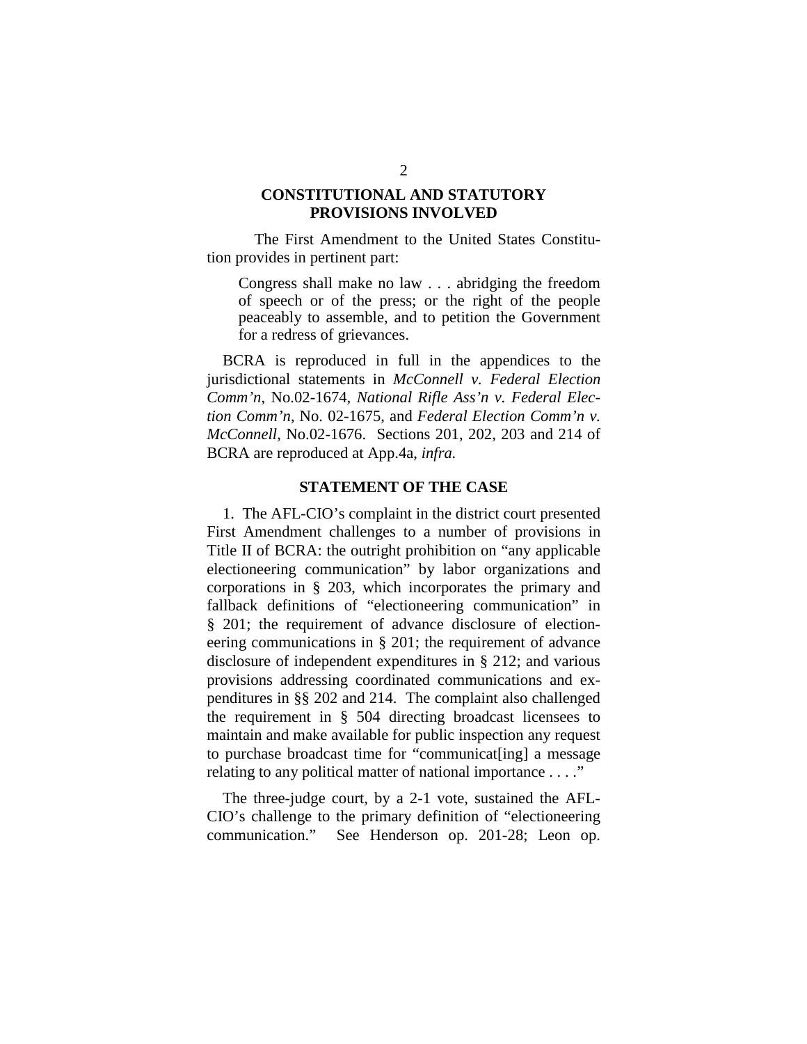## CONSTITUTIONAL AND STATUTORY PROVISIONS INVOLVED

The First Amendment to the United States Constitution provides in pertinent part:

> Congress shall make no law . . . abridging the freedom of speech or of the press; or the right of the people peaceably to assemble, and to petition the Government for a redress of grievances.

BCRA is reproduced in full in the appendices to the jurisdictional statements in *McConnell v. Federal Election Comm'n*, No.02-1674, *National Rifle Ass'n v. Federal Election Comm'n*, No. 02-1675, and *Federal Election Comm'n v. McConnell*, No.02-1676. Sections 201, 202, 203 and 214 of BCRA are reproduced at App.4a, *infra.*

## STATEMENT OF THE CASE

1. The AFL-CIO's complaint in the district court presented First Amendment challenges to a number of provisions in Title II of BCRA: the outright prohibition on "any applicable electioneering communication" by labor organizations and corporations in § 203, which incorporates the primary and fallback definitions of "electioneering communication" in § 201; the requirement of advance disclosure of electioneering communications in § 201; the requirement of advance disclosure of independent expenditures in § 212; and various provisions addressing coordinated communications and expenditures in §§ 202 and 214. The complaint also challenged the requirement in § 504 directing broadcast licensees to maintain and make available for public inspection any request to purchase broadcast time for "communicat[ing] a message relating to any political matter of national importance . . . ."

The three-judge court, by a 2-1 vote, sustained the AFL-CIO's challenge to the primary definition of "electioneering communication." See Henderson op. 201-28; Leon op.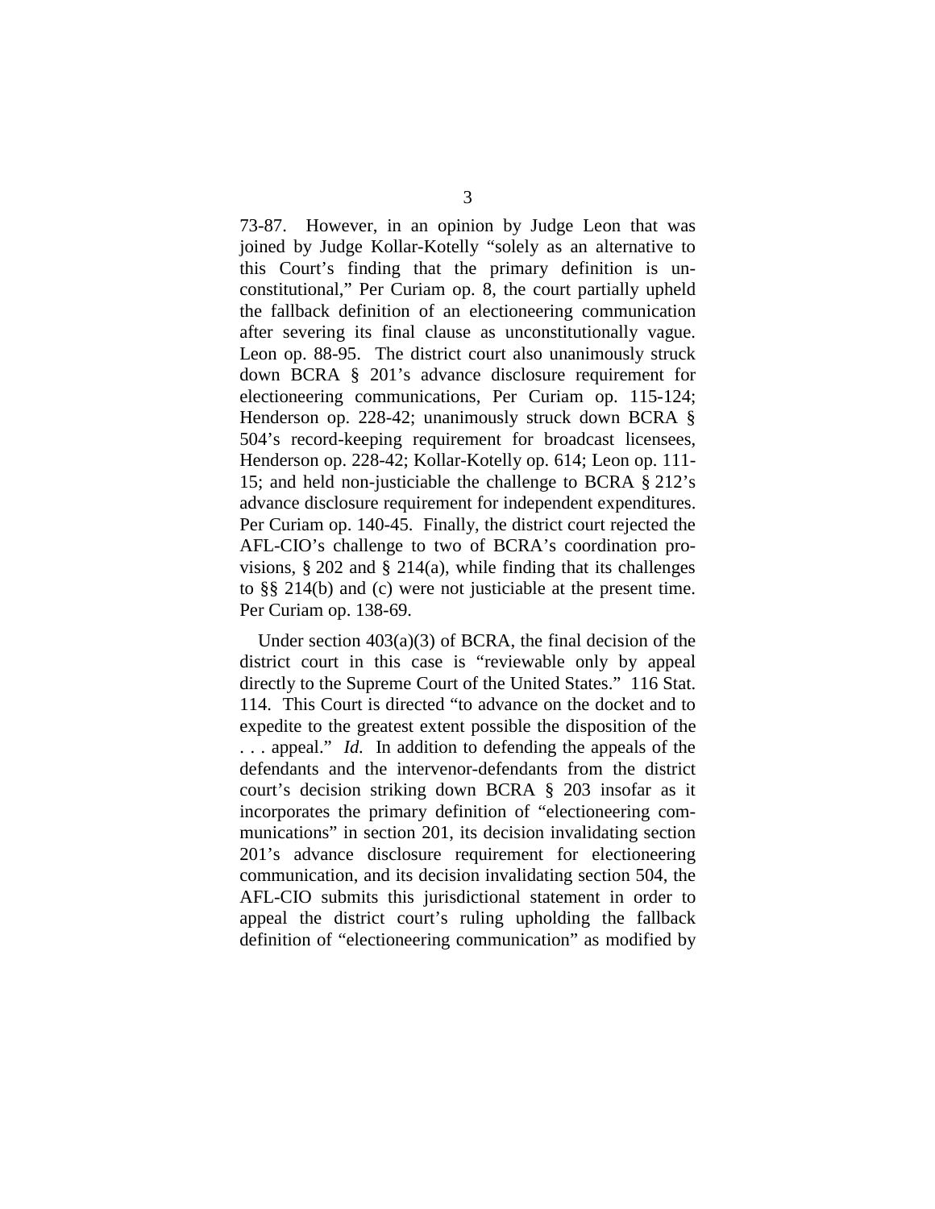73-87. However, in an opinion by Judge Leon that was joined by Judge Kollar-Kotelly "solely as an alternative to this Court's finding that the primary definition is unconstitutional," Per Curiam op. 8, the court partially upheld the fallback definition of an electioneering communication after severing its final clause as unconstitutionally vague. Leon op. 88-95. The district court also unanimously struck down BCRA § 201's advance disclosure requirement for electioneering communications, Per Curiam op. 115-124; Henderson op. 228-42; unanimously struck down BCRA § 504's record-keeping requirement for broadcast licensees, Henderson op. 228-42; Kollar-Kotelly op. 614; Leon op. 111-15; and held non-justiciable the challenge to BCRA § 212's advance disclosure requirement for independent expenditures. Per Curiam op. 140-45. Finally, the district court rejected the AFL-CIO's challenge to two of BCRA's coordination provisions, § 202 and § 214(a), while finding that its challenges to §§ 214(b) and (c) were not justiciable at the present time. Per Curiam op. 138-69.

Under section 403(a)(3) of BCRA, the final decision of the district court in this case is "reviewable only by appeal directly to the Supreme Court of the United States." 116 Stat. 114. This Court is directed "to advance on the docket and to expedite to the greatest extent possible the disposition of the . . . appeal." *Id.* In addition to defending the appeals of the defendants and the intervenor-defendants from the district court's decision striking down BCRA § 203 insofar as it incorporates the primary definition of "electioneering communications" in section 201, its decision invalidating section 201's advance disclosure requirement for electioneering communication, and its decision invalidating section 504, the AFL-CIO submits this jurisdictional statement in order to appeal the district court's ruling upholding the fallback definition of "electioneering communication" as modified by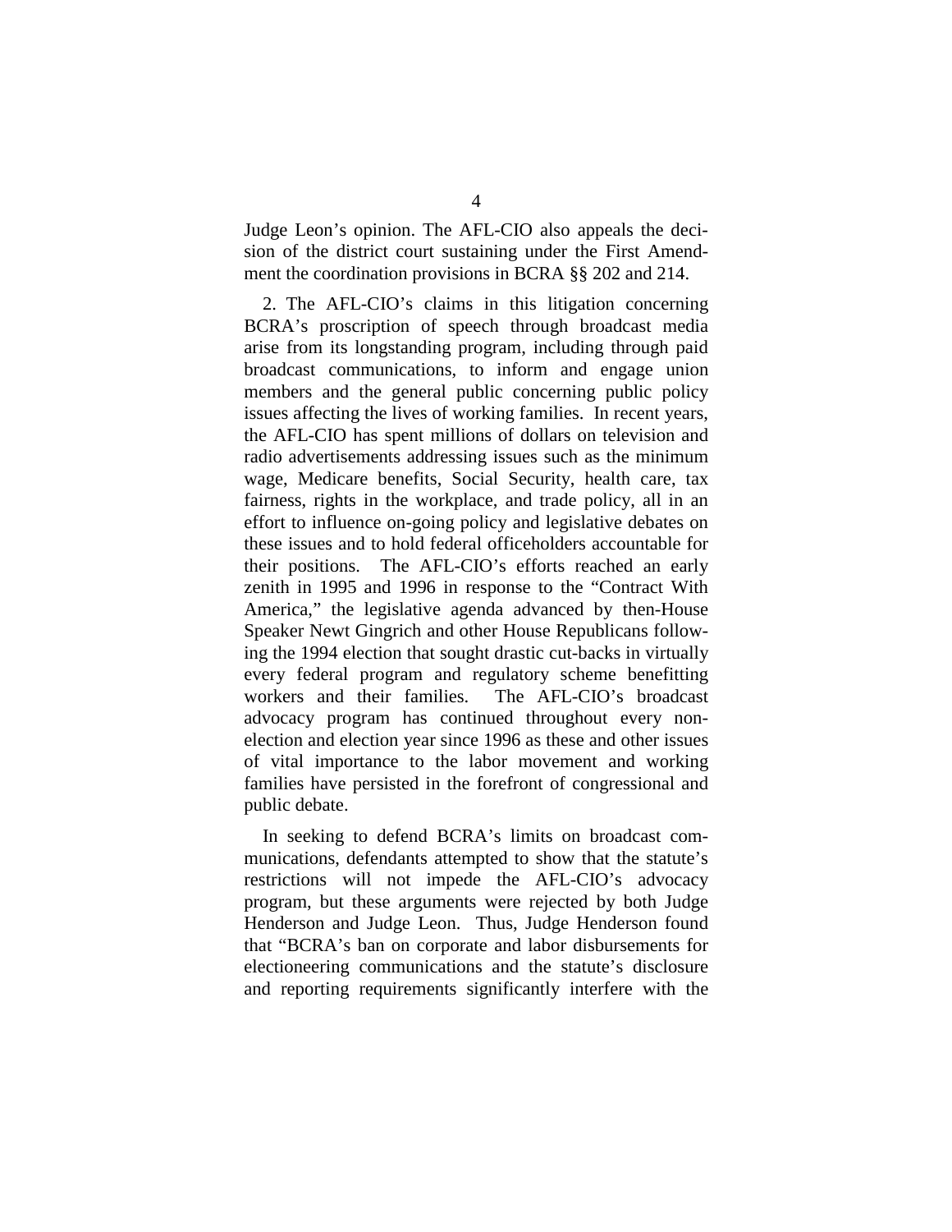Judge Leon's opinion. The AFL-CIO also appeals the decision of the district court sustaining under the First Amendment the coordination provisions in BCRA §§ 202 and 214.

2. The AFL-CIO's claims in this litigation concerning BCRA's proscription of speech through broadcast media arise from its longstanding program, including through paid broadcast communications, to inform and engage union members and the general public concerning public policy issues affecting the lives of working families. In recent years, the AFL-CIO has spent millions of dollars on television and radio advertisements addressing issues such as the minimum wage, Medicare benefits, Social Security, health care, tax fairness, rights in the workplace, and trade policy, all in an effort to influence on-going policy and legislative debates on these issues and to hold federal officeholders accountable for their positions. The AFL-CIO's efforts reached an early zenith in 1995 and 1996 in response to the "Contract With America," the legislative agenda advanced by then-House Speaker Newt Gingrich and other House Republicans following the 1994 election that sought drastic cut-backs in virtually every federal program and regulatory scheme benefitting workers and their families. The AFL-CIO's broadcast advocacy program has continued throughout every non-election and election year since 1996 as these and other issues of vital importance to the labor movement and working families have persisted in the forefront of congressional and public debate.

In seeking to defend BCRA's limits on broadcast communications, defendants attempted to show that the statute's restrictions will not impede the AFL-CIO's advocacy program, but these arguments were rejected by both Judge Henderson and Judge Leon. Thus, Judge Henderson found that "BCRA's ban on corporate and labor disbursements for electioneering communications and the statute's disclosure and reporting requirements significantly interfere with the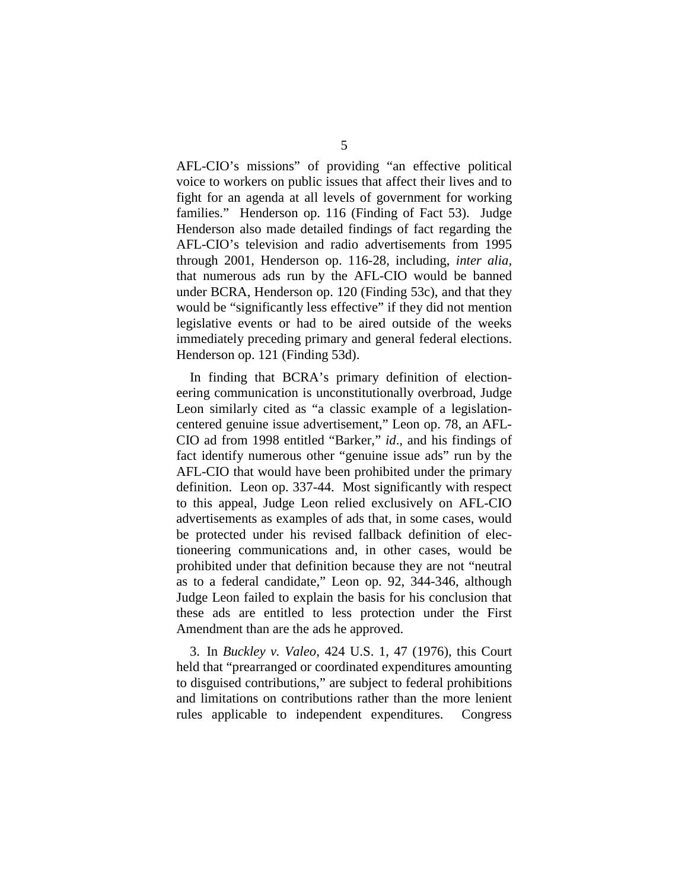AFL-CIO's missions" of providing "an effective political voice to workers on public issues that affect their lives and to fight for an agenda at all levels of government for working families." Henderson op. 116 (Finding of Fact 53). Judge Henderson also made detailed findings of fact regarding the AFL-CIO's television and radio advertisements from 1995 through 2001, Henderson op. 116-28, including, *inter alia*, that numerous ads run by the AFL-CIO would be banned under BCRA, Henderson op. 120 (Finding 53c), and that they would be "significantly less effective" if they did not mention legislative events or had to be aired outside of the weeks immediately preceding primary and general federal elections. Henderson op. 121 (Finding 53d).

In finding that BCRA's primary definition of electioneering communication is unconstitutionally overbroad, Judge Leon similarly cited as "a classic example of a legislation-centered genuine issue advertisement," Leon op. 78, an AFL-CIO ad from 1998 entitled "Barker," *id*., and his findings of fact identify numerous other "genuine issue ads" run by the AFL-CIO that would have been prohibited under the primary definition. Leon op. 337-44. Most significantly with respect to this appeal, Judge Leon relied exclusively on AFL-CIO advertisements as examples of ads that, in some cases, would be protected under his revised fallback definition of electioneering communications and, in other cases, would be prohibited under that definition because they are not "neutral as to a federal candidate," Leon op. 92, 344-346, although Judge Leon failed to explain the basis for his conclusion that these ads are entitled to less protection under the First Amendment than are the ads he approved.

3. In *Buckley v. Valeo*, 424 U.S. 1, 47 (1976), this Court held that "prearranged or coordinated expenditures amounting to disguised contributions," are subject to federal prohibitions and limitations on contributions rather than the more lenient rules applicable to independent expenditures. Congress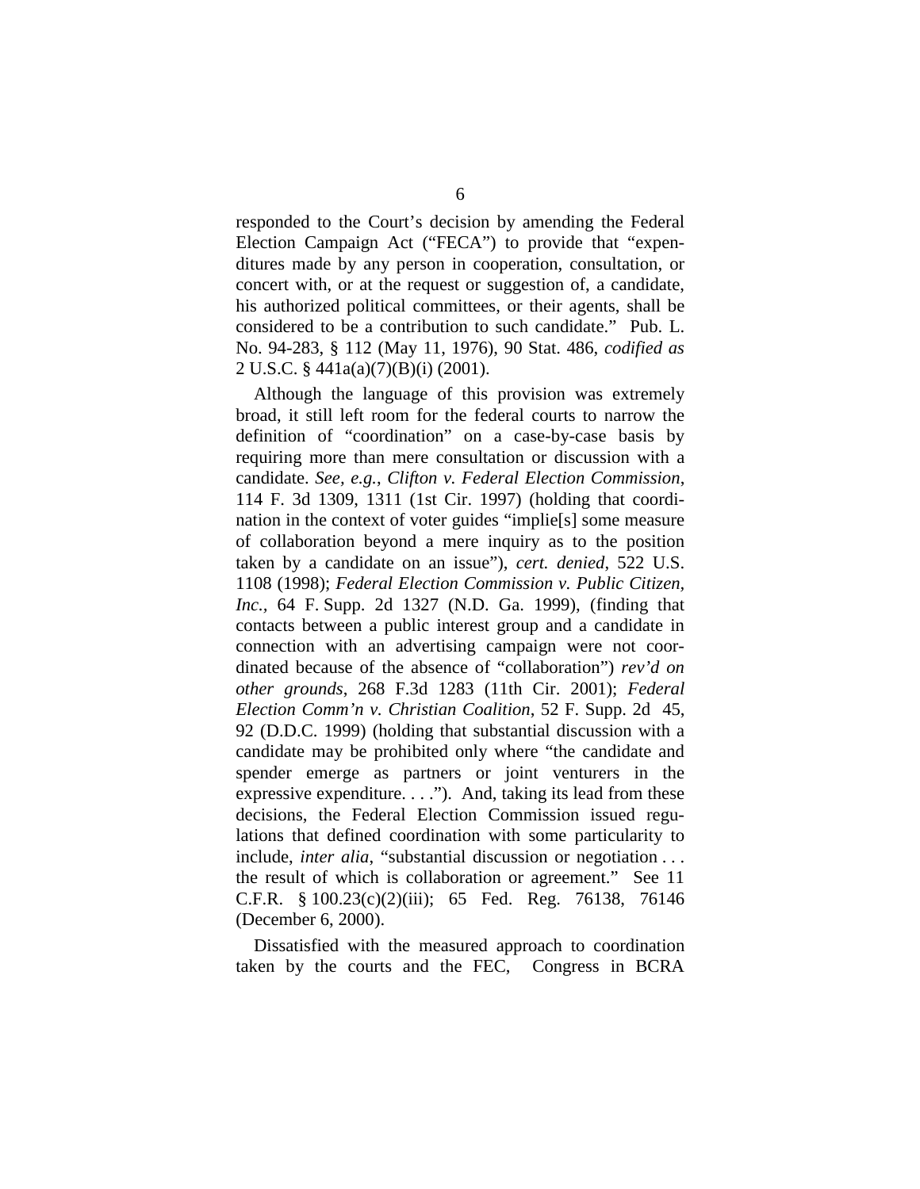responded to the Court's decision by amending the Federal Election Campaign Act ("FECA") to provide that "expenditures made by any person in cooperation, consultation, or concert with, or at the request or suggestion of, a candidate, his authorized political committees, or their agents, shall be considered to be a contribution to such candidate." Pub. L. No. 94-283, § 112 (May 11, 1976), 90 Stat. 486, *codified as* 2 U.S.C. § 441a(a)(7)(B)(i) (2001).

Although the language of this provision was extremely broad, it still left room for the federal courts to narrow the definition of "coordination" on a case-by-case basis by requiring more than mere consultation or discussion with a candidate. *See, e.g.*, *Clifton v. Federal Election Commission*, 114 F. 3d 1309, 1311 (1st Cir. 1997) (holding that coordination in the context of voter guides "implie[s] some measure of collaboration beyond a mere inquiry as to the position taken by a candidate on an issue"), *cert. denied*, 522 U.S. 1108 (1998); *Federal Election Commission v. Public Citizen, Inc.*, 64 F. Supp. 2d 1327 (N.D. Ga. 1999), (finding that contacts between a public interest group and a candidate in connection with an advertising campaign were not coordinated because of the absence of "collaboration") *rev'd on other grounds*, 268 F.3d 1283 (11th Cir. 2001); *Federal Election Comm'n v. Christian Coalition*, 52 F. Supp. 2d 45, 92 (D.D.C. 1999) (holding that substantial discussion with a candidate may be prohibited only where "the candidate and spender emerge as partners or joint venturers in the expressive expenditure. . . ."). And, taking its lead from these decisions, the Federal Election Commission issued regulations that defined coordination with some particularity to include, *inter alia*, "substantial discussion or negotiation . . . the result of which is collaboration or agreement." See 11 C.F.R. § 100.23(c)(2)(iii); 65 Fed. Reg. 76138, 76146 (December 6, 2000).

Dissatisfied with the measured approach to coordination taken by the courts and the FEC, Congress in BCRA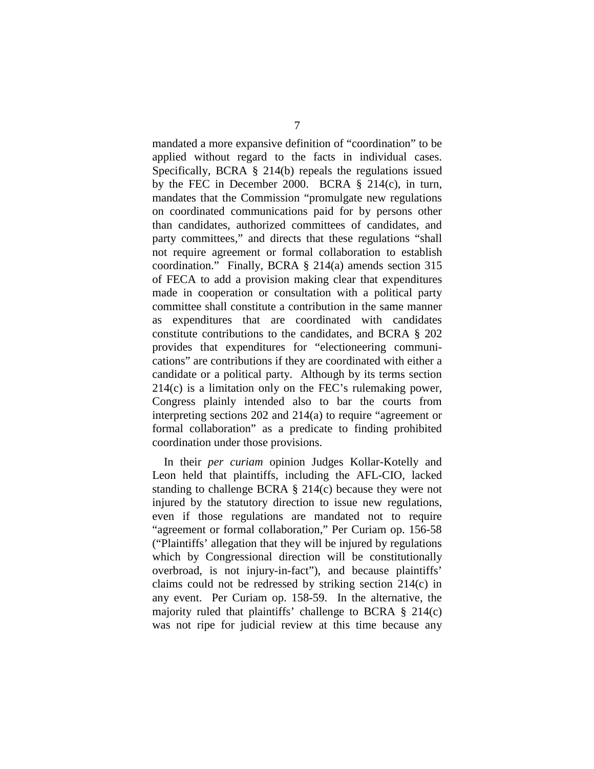mandated a more expansive definition of "coordination" to be applied without regard to the facts in individual cases. Specifically, BCRA § 214(b) repeals the regulations issued by the FEC in December 2000. BCRA § 214(c), in turn, mandates that the Commission "promulgate new regulations on coordinated communications paid for by persons other than candidates, authorized committees of candidates, and party committees," and directs that these regulations "shall not require agreement or formal collaboration to establish coordination." Finally, BCRA § 214(a) amends section 315 of FECA to add a provision making clear that expenditures made in cooperation or consultation with a political party committee shall constitute a contribution in the same manner as expenditures that are coordinated with candidates constitute contributions to the candidates, and BCRA § 202 provides that expenditures for "electioneering communications" are contributions if they are coordinated with either a candidate or a political party. Although by its terms section 214(c) is a limitation only on the FEC's rulemaking power, Congress plainly intended also to bar the courts from interpreting sections 202 and 214(a) to require "agreement or formal collaboration" as a predicate to finding prohibited coordination under those provisions.

In their *per curiam* opinion Judges Kollar-Kotelly and Leon held that plaintiffs, including the AFL-CIO, lacked standing to challenge BCRA § 214(c) because they were not injured by the statutory direction to issue new regulations, even if those regulations are mandated not to require "agreement or formal collaboration," Per Curiam op. 156-58 ("Plaintiffs' allegation that they will be injured by regulations which by Congressional direction will be constitutionally overbroad, is not injury-in-fact"), and because plaintiffs' claims could not be redressed by striking section 214(c) in any event. Per Curiam op. 158-59. In the alternative, the majority ruled that plaintiffs' challenge to BCRA § 214(c) was not ripe for judicial review at this time because any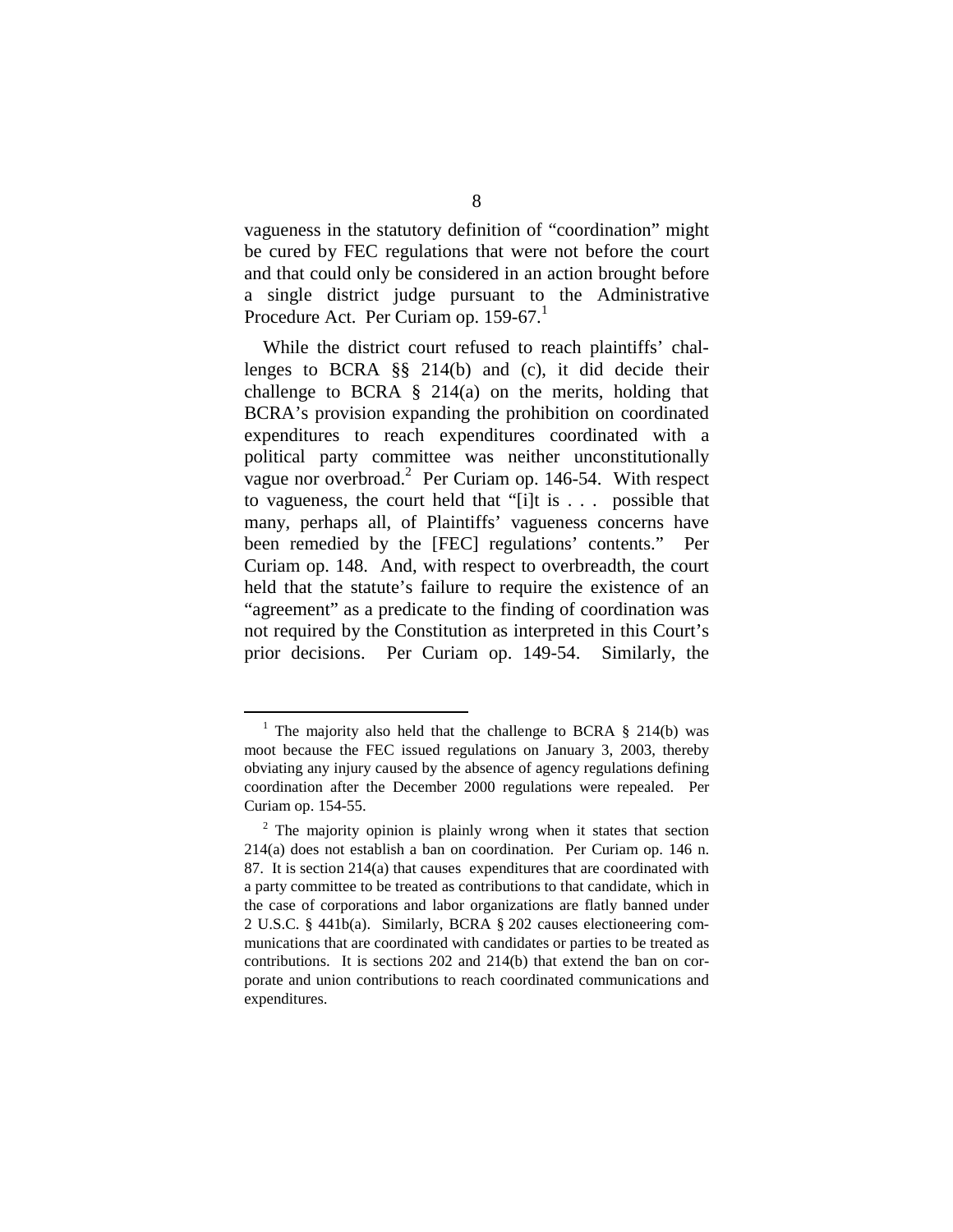vagueness in the statutory definition of "coordination" might be cured by FEC regulations that were not before the court and that could only be considered in an action brought before a single district judge pursuant to the Administrative Procedure Act. Per Curiam op. 159-67.[1]

While the district court refused to reach plaintiffs' challenges to BCRA §§ 214(b) and (c), it did decide their challenge to BCRA § 214(a) on the merits, holding that BCRA's provision expanding the prohibition on coordinated expenditures to reach expenditures coordinated with a political party committee was neither unconstitutionally vague nor overbroad.[2] Per Curiam op. 146-54. With respect to vagueness, the court held that "[i]t is . . . possible that many, perhaps all, of Plaintiffs' vagueness concerns have been remedied by the [FEC] regulations' contents." Per Curiam op. 148. And, with respect to overbreadth, the court held that the statute's failure to require the existence of an "agreement" as a predicate to the finding of coordination was not required by the Constitution as interpreted in this Court's prior decisions. Per Curiam op. 149-54. Similarly, the

---

[1] The majority also held that the challenge to BCRA § 214(b) was moot because the FEC issued regulations on January 3, 2003, thereby obviating any injury caused by the absence of agency regulations defining coordination after the December 2000 regulations were repealed. Per Curiam op. 154-55.

[2] The majority opinion is plainly wrong when it states that section 214(a) does not establish a ban on coordination. Per Curiam op. 146 n. 87. It is section 214(a) that causes expenditures that are coordinated with a party committee to be treated as contributions to that candidate, which in the case of corporations and labor organizations are flatly banned under 2 U.S.C. § 441b(a). Similarly, BCRA § 202 causes electioneering communications that are coordinated with candidates or parties to be treated as contributions. It is sections 202 and 214(b) that extend the ban on corporate and union contributions to reach coordinated communications and expenditures.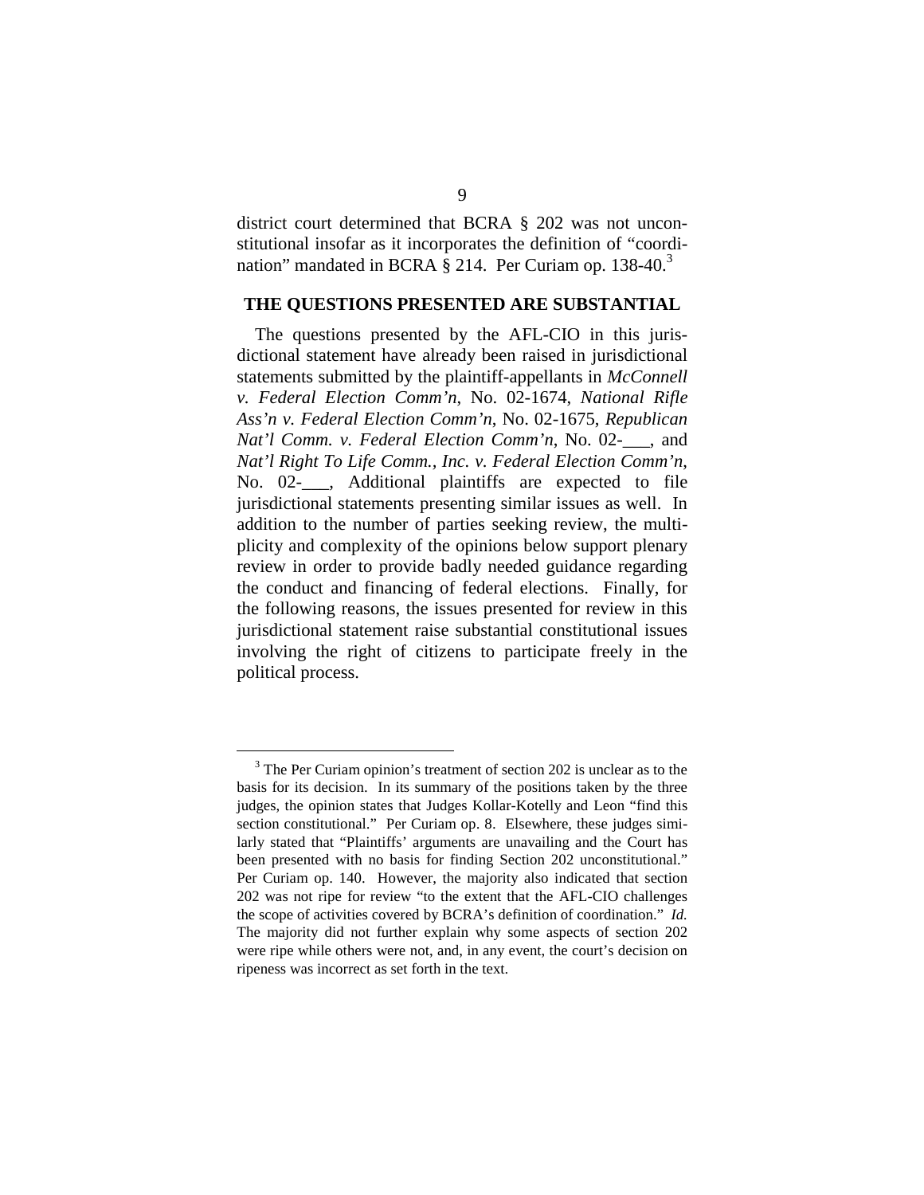district court determined that BCRA § 202 was not unconstitutional insofar as it incorporates the definition of "coordination" mandated in BCRA § 214. Per Curiam op. 138-40.[3]

## THE QUESTIONS PRESENTED ARE SUBSTANTIAL

The questions presented by the AFL-CIO in this jurisdictional statement have already been raised in jurisdictional statements submitted by the plaintiff-appellants in *McConnell v. Federal Election Comm'n*, No. 02-1674, *National Rifle Ass'n v. Federal Election Comm'n*, No. 02-1675, *Republican Nat'l Comm. v. Federal Election Comm'n*, No. 02-___, and *Nat'l Right To Life Comm., Inc. v. Federal Election Comm'n*, No. 02-___, Additional plaintiffs are expected to file jurisdictional statements presenting similar issues as well. In addition to the number of parties seeking review, the multiplicity and complexity of the opinions below support plenary review in order to provide badly needed guidance regarding the conduct and financing of federal elections. Finally, for the following reasons, the issues presented for review in this jurisdictional statement raise substantial constitutional issues involving the right of citizens to participate freely in the political process.

---

[3] The Per Curiam opinion's treatment of section 202 is unclear as to the basis for its decision. In its summary of the positions taken by the three judges, the opinion states that Judges Kollar-Kotelly and Leon "find this section constitutional." Per Curiam op. 8. Elsewhere, these judges similarly stated that "Plaintiffs' arguments are unavailing and the Court has been presented with no basis for finding Section 202 unconstitutional." Per Curiam op. 140. However, the majority also indicated that section 202 was not ripe for review "to the extent that the AFL-CIO challenges the scope of activities covered by BCRA's definition of coordination." *Id.* The majority did not further explain why some aspects of section 202 were ripe while others were not, and, in any event, the court's decision on ripeness was incorrect as set forth in the text.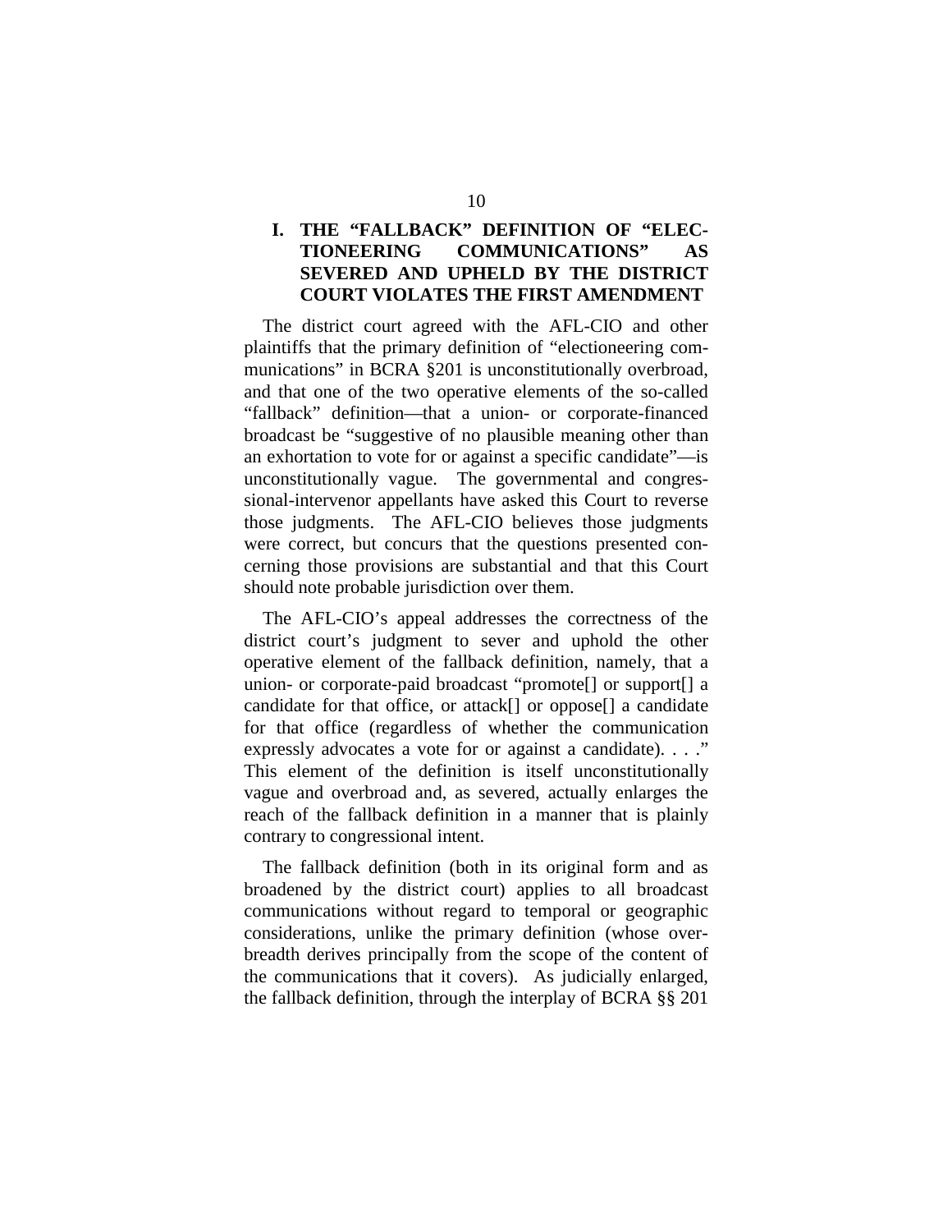## I. THE "FALLBACK" DEFINITION OF "ELECTIONEERING COMMUNICATIONS" AS SEVERED AND UPHELD BY THE DISTRICT COURT VIOLATES THE FIRST AMENDMENT

The district court agreed with the AFL-CIO and other plaintiffs that the primary definition of "electioneering communications" in BCRA §201 is unconstitutionally overbroad, and that one of the two operative elements of the so-called "fallback" definition—that a union- or corporate-financed broadcast be "suggestive of no plausible meaning other than an exhortation to vote for or against a specific candidate"—is unconstitutionally vague. The governmental and congressional-intervenor appellants have asked this Court to reverse those judgments. The AFL-CIO believes those judgments were correct, but concurs that the questions presented concerning those provisions are substantial and that this Court should note probable jurisdiction over them.

The AFL-CIO's appeal addresses the correctness of the district court's judgment to sever and uphold the other operative element of the fallback definition, namely, that a union- or corporate-paid broadcast "promote[] or support[] a candidate for that office, or attack[] or oppose[] a candidate for that office (regardless of whether the communication expressly advocates a vote for or against a candidate). . . ." This element of the definition is itself unconstitutionally vague and overbroad and, as severed, actually enlarges the reach of the fallback definition in a manner that is plainly contrary to congressional intent.

The fallback definition (both in its original form and as broadened by the district court) applies to all broadcast communications without regard to temporal or geographic considerations, unlike the primary definition (whose overbreadth derives principally from the scope of the content of the communications that it covers). As judicially enlarged, the fallback definition, through the interplay of BCRA §§ 201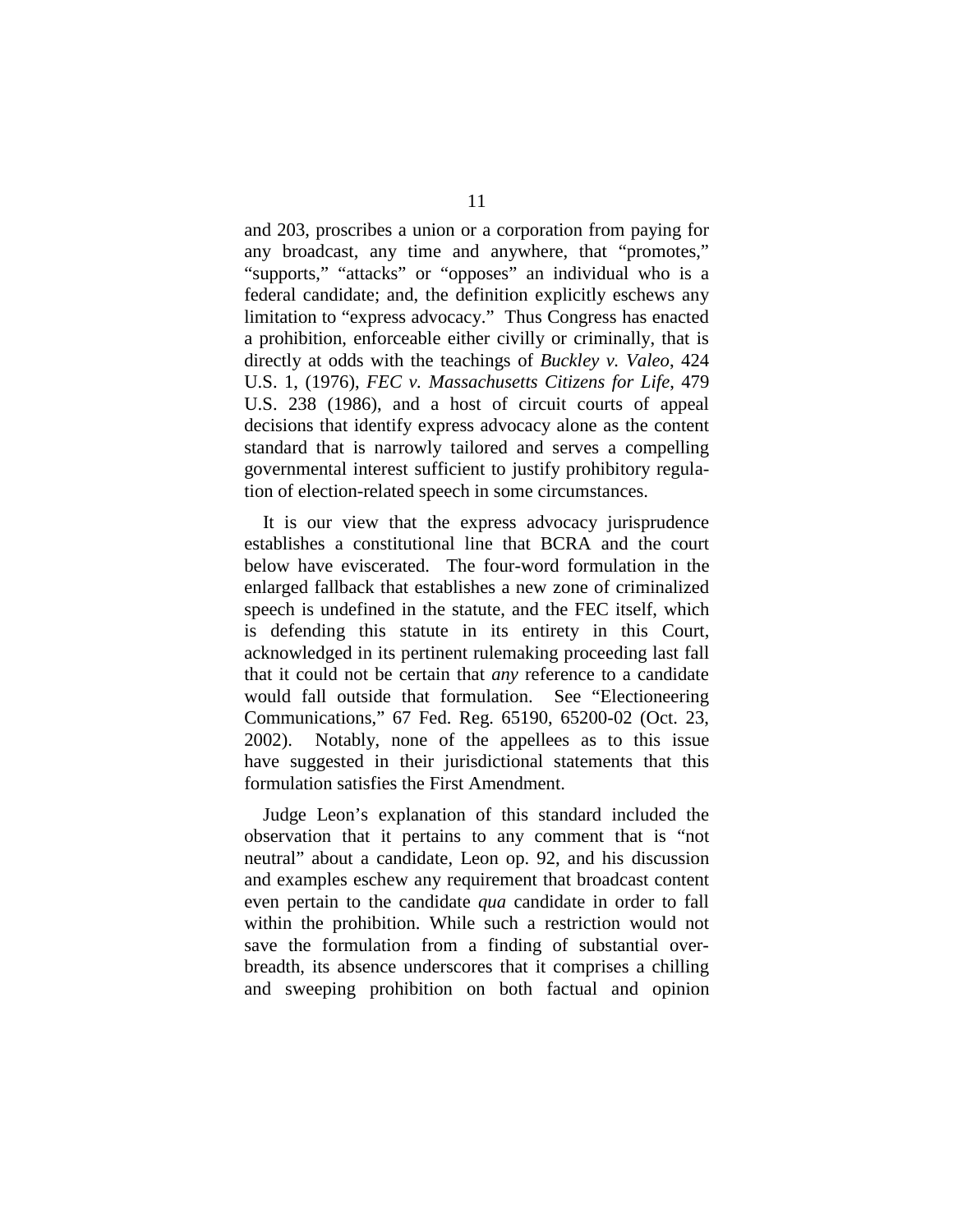and 203, proscribes a union or a corporation from paying for any broadcast, any time and anywhere, that "promotes," "supports," "attacks" or "opposes" an individual who is a federal candidate; and, the definition explicitly eschews any limitation to "express advocacy." Thus Congress has enacted a prohibition, enforceable either civilly or criminally, that is directly at odds with the teachings of *Buckley v. Valeo*, 424 U.S. 1, (1976), *FEC v. Massachusetts Citizens for Life*, 479 U.S. 238 (1986), and a host of circuit courts of appeal decisions that identify express advocacy alone as the content standard that is narrowly tailored and serves a compelling governmental interest sufficient to justify prohibitory regulation of election-related speech in some circumstances.

It is our view that the express advocacy jurisprudence establishes a constitutional line that BCRA and the court below have eviscerated. The four-word formulation in the enlarged fallback that establishes a new zone of criminalized speech is undefined in the statute, and the FEC itself, which is defending this statute in its entirety in this Court, acknowledged in its pertinent rulemaking proceeding last fall that it could not be certain that *any* reference to a candidate would fall outside that formulation. See "Electioneering Communications," 67 Fed. Reg. 65190, 65200-02 (Oct. 23, 2002). Notably, none of the appellees as to this issue have suggested in their jurisdictional statements that this formulation satisfies the First Amendment.

Judge Leon's explanation of this standard included the observation that it pertains to any comment that is "not neutral" about a candidate, Leon op. 92, and his discussion and examples eschew any requirement that broadcast content even pertain to the candidate *qua* candidate in order to fall within the prohibition. While such a restriction would not save the formulation from a finding of substantial overbreadth, its absence underscores that it comprises a chilling and sweeping prohibition on both factual and opinion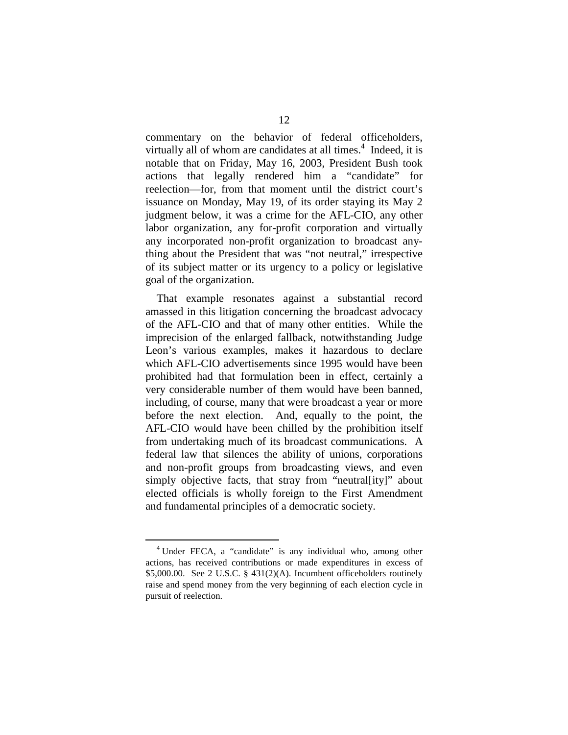commentary on the behavior of federal officeholders, virtually all of whom are candidates at all times.[4] Indeed, it is notable that on Friday, May 16, 2003, President Bush took actions that legally rendered him a "candidate" for reelection—for, from that moment until the district court's issuance on Monday, May 19, of its order staying its May 2 judgment below, it was a crime for the AFL-CIO, any other labor organization, any for-profit corporation and virtually any incorporated non-profit organization to broadcast anything about the President that was "not neutral," irrespective of its subject matter or its urgency to a policy or legislative goal of the organization.

That example resonates against a substantial record amassed in this litigation concerning the broadcast advocacy of the AFL-CIO and that of many other entities. While the imprecision of the enlarged fallback, notwithstanding Judge Leon's various examples, makes it hazardous to declare which AFL-CIO advertisements since 1995 would have been prohibited had that formulation been in effect, certainly a very considerable number of them would have been banned, including, of course, many that were broadcast a year or more before the next election. And, equally to the point, the AFL-CIO would have been chilled by the prohibition itself from undertaking much of its broadcast communications. A federal law that silences the ability of unions, corporations and non-profit groups from broadcasting views, and even simply objective facts, that stray from "neutral[ity]" about elected officials is wholly foreign to the First Amendment and fundamental principles of a democratic society.

---

[4] Under FECA, a "candidate" is any individual who, among other actions, has received contributions or made expenditures in excess of $5,000.00. See 2 U.S.C. § 431(2)(A). Incumbent officeholders routinely raise and spend money from the very beginning of each election cycle in pursuit of reelection.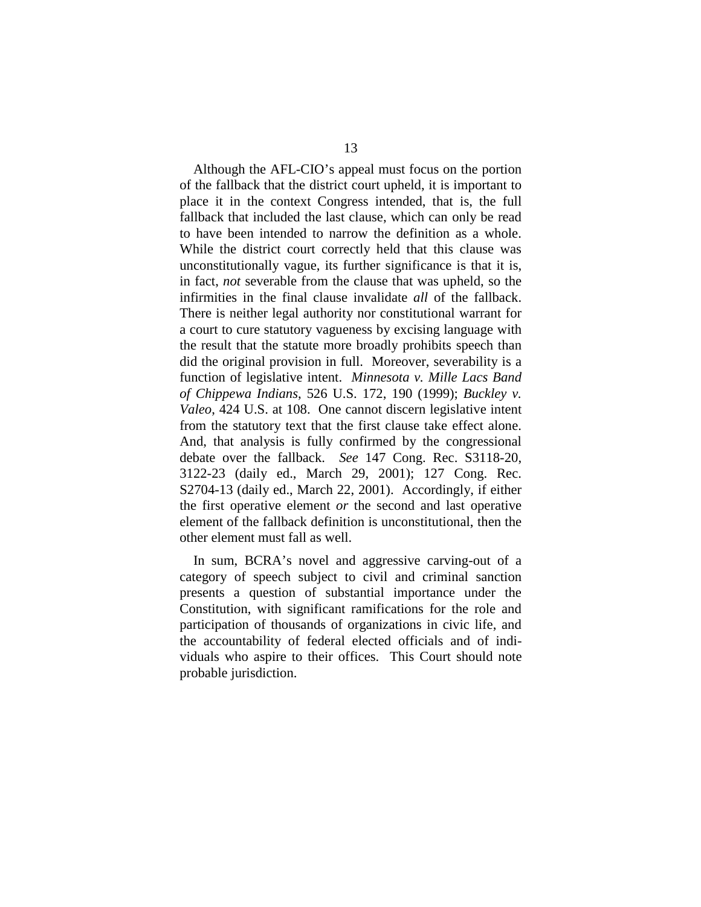Although the AFL-CIO's appeal must focus on the portion of the fallback that the district court upheld, it is important to place it in the context Congress intended, that is, the full fallback that included the last clause, which can only be read to have been intended to narrow the definition as a whole. While the district court correctly held that this clause was unconstitutionally vague, its further significance is that it is, in fact, *not* severable from the clause that was upheld, so the infirmities in the final clause invalidate *all* of the fallback. There is neither legal authority nor constitutional warrant for a court to cure statutory vagueness by excising language with the result that the statute more broadly prohibits speech than did the original provision in full. Moreover, severability is a function of legislative intent. *Minnesota v. Mille Lacs Band of Chippewa Indians*, 526 U.S. 172, 190 (1999); *Buckley v. Valeo*, 424 U.S. at 108. One cannot discern legislative intent from the statutory text that the first clause take effect alone. And, that analysis is fully confirmed by the congressional debate over the fallback. *See* 147 Cong. Rec. S3118-20, 3122-23 (daily ed., March 29, 2001); 127 Cong. Rec. S2704-13 (daily ed., March 22, 2001). Accordingly, if either the first operative element *or* the second and last operative element of the fallback definition is unconstitutional, then the other element must fall as well.

In sum, BCRA's novel and aggressive carving-out of a category of speech subject to civil and criminal sanction presents a question of substantial importance under the Constitution, with significant ramifications for the role and participation of thousands of organizations in civic life, and the accountability of federal elected officials and of individuals who aspire to their offices. This Court should note probable jurisdiction.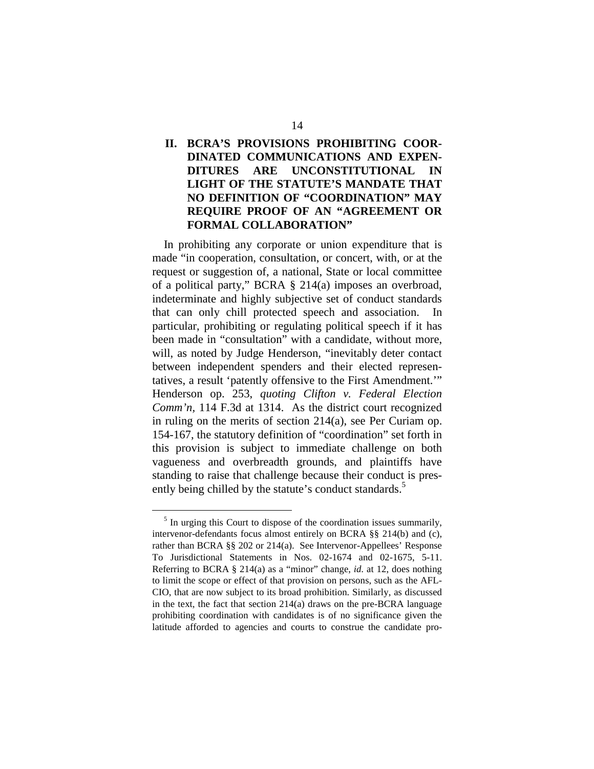## II. BCRA'S PROVISIONS PROHIBITING COORDINATED COMMUNICATIONS AND EXPENDITURES ARE UNCONSTITUTIONAL IN LIGHT OF THE STATUTE'S MANDATE THAT NO DEFINITION OF "COORDINATION" MAY REQUIRE PROOF OF AN "AGREEMENT OR FORMAL COLLABORATION"

In prohibiting any corporate or union expenditure that is made "in cooperation, consultation, or concert, with, or at the request or suggestion of, a national, State or local committee of a political party," BCRA § 214(a) imposes an overbroad, indeterminate and highly subjective set of conduct standards that can only chill protected speech and association. In particular, prohibiting or regulating political speech if it has been made in "consultation" with a candidate, without more, will, as noted by Judge Henderson, "inevitably deter contact between independent spenders and their elected representatives, a result 'patently offensive to the First Amendment.'" Henderson op. 253, *quoting Clifton v. Federal Election Comm'n*, 114 F.3d at 1314. As the district court recognized in ruling on the merits of section 214(a), see Per Curiam op. 154-167, the statutory definition of "coordination" set forth in this provision is subject to immediate challenge on both vagueness and overbreadth grounds, and plaintiffs have standing to raise that challenge because their conduct is presently being chilled by the statute's conduct standards.[5]

[5] In urging this Court to dispose of the coordination issues summarily, intervenor-defendants focus almost entirely on BCRA §§ 214(b) and (c), rather than BCRA §§ 202 or 214(a). See Intervenor-Appellees' Response To Jurisdictional Statements in Nos. 02-1674 and 02-1675, 5-11. Referring to BCRA § 214(a) as a "minor" change, *id.* at 12, does nothing to limit the scope or effect of that provision on persons, such as the AFL-CIO, that are now subject to its broad prohibition. Similarly, as discussed in the text, the fact that section 214(a) draws on the pre-BCRA language prohibiting coordination with candidates is of no significance given the latitude afforded to agencies and courts to construe the candidate pro-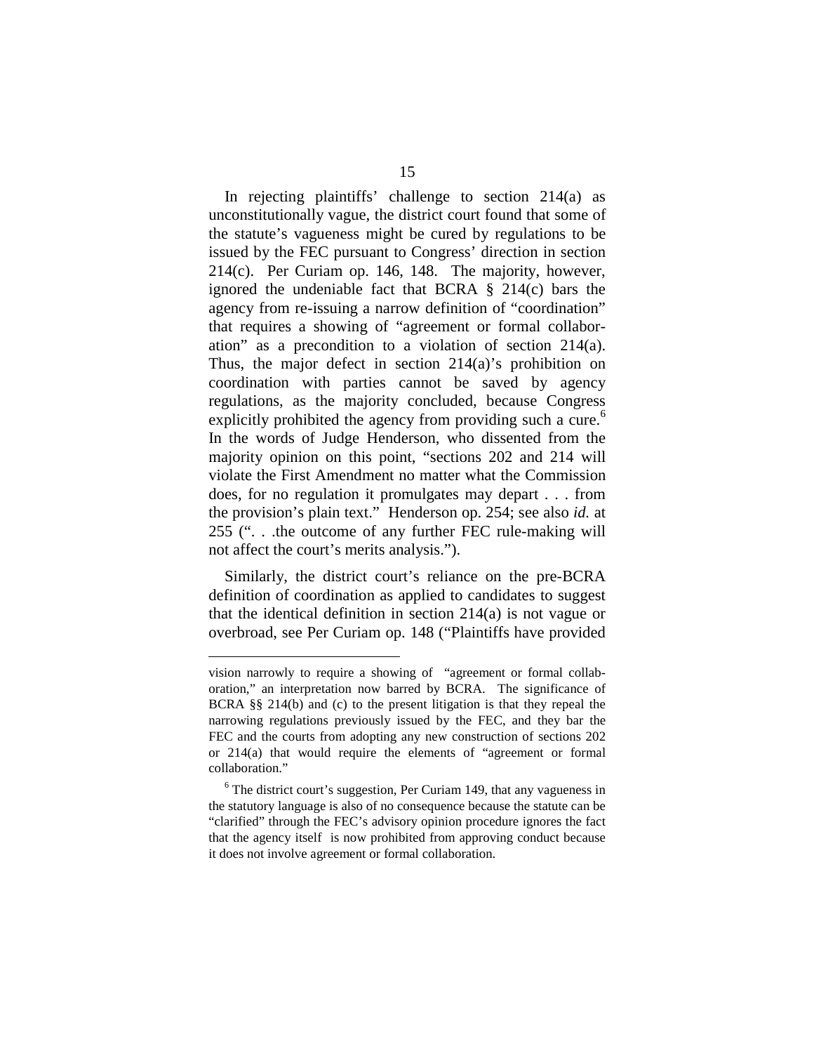In rejecting plaintiffs' challenge to section 214(a) as unconstitutionally vague, the district court found that some of the statute's vagueness might be cured by regulations to be issued by the FEC pursuant to Congress' direction in section 214(c). Per Curiam op. 146, 148. The majority, however, ignored the undeniable fact that BCRA § 214(c) bars the agency from re-issuing a narrow definition of "coordination" that requires a showing of "agreement or formal collaboration" as a precondition to a violation of section 214(a). Thus, the major defect in section 214(a)'s prohibition on coordination with parties cannot be saved by agency regulations, as the majority concluded, because Congress explicitly prohibited the agency from providing such a cure.[6] In the words of Judge Henderson, who dissented from the majority opinion on this point, "sections 202 and 214 will violate the First Amendment no matter what the Commission does, for no regulation it promulgates may depart . . . from the provision's plain text." Henderson op. 254; see also *id.* at 255 (". . .the outcome of any further FEC rule-making will not affect the court's merits analysis.").

Similarly, the district court's reliance on the pre-BCRA definition of coordination as applied to candidates to suggest that the identical definition in section 214(a) is not vague or overbroad, see Per Curiam op. 148 ("Plaintiffs have provided

---

vision narrowly to require a showing of "agreement or formal collaboration," an interpretation now barred by BCRA. The significance of BCRA §§ 214(b) and (c) to the present litigation is that they repeal the narrowing regulations previously issued by the FEC, and they bar the FEC and the courts from adopting any new construction of sections 202 or 214(a) that would require the elements of "agreement or formal collaboration."

[6] The district court's suggestion, Per Curiam 149, that any vagueness in the statutory language is also of no consequence because the statute can be "clarified" through the FEC's advisory opinion procedure ignores the fact that the agency itself is now prohibited from approving conduct because it does not involve agreement or formal collaboration.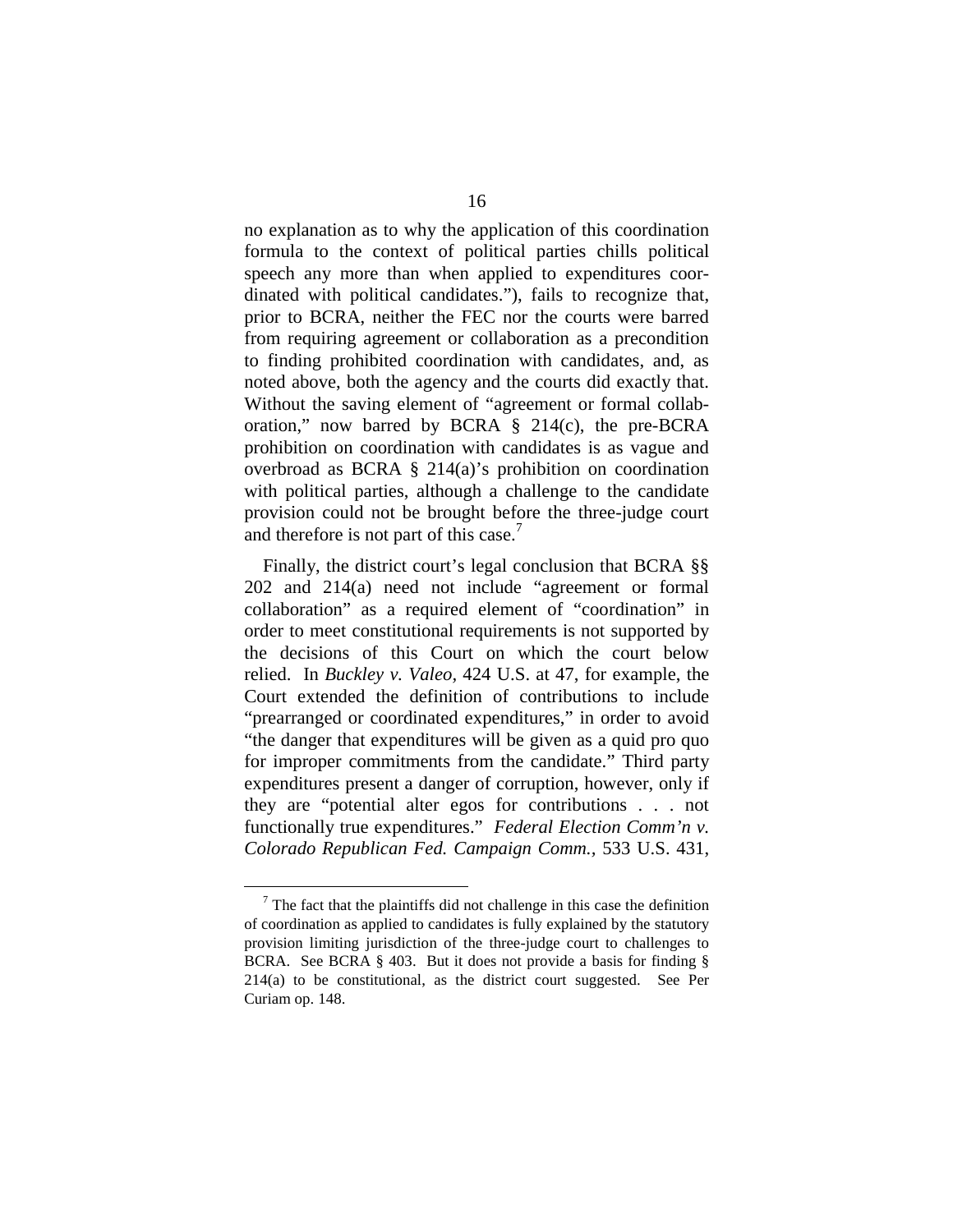no explanation as to why the application of this coordination formula to the context of political parties chills political speech any more than when applied to expenditures coordinated with political candidates."), fails to recognize that, prior to BCRA, neither the FEC nor the courts were barred from requiring agreement or collaboration as a precondition to finding prohibited coordination with candidates, and, as noted above, both the agency and the courts did exactly that. Without the saving element of "agreement or formal collaboration," now barred by BCRA § 214(c), the pre-BCRA prohibition on coordination with candidates is as vague and overbroad as BCRA § 214(a)'s prohibition on coordination with political parties, although a challenge to the candidate provision could not be brought before the three-judge court and therefore is not part of this case.[7]

Finally, the district court's legal conclusion that BCRA §§ 202 and 214(a) need not include "agreement or formal collaboration" as a required element of "coordination" in order to meet constitutional requirements is not supported by the decisions of this Court on which the court below relied. In *Buckley v. Valeo,* 424 U.S. at 47, for example, the Court extended the definition of contributions to include "prearranged or coordinated expenditures," in order to avoid "the danger that expenditures will be given as a quid pro quo for improper commitments from the candidate." Third party expenditures present a danger of corruption, however, only if they are "potential alter egos for contributions . . . not functionally true expenditures." *Federal Election Comm'n v. Colorado Republican Fed. Campaign Comm.*, 533 U.S. 431,

[7] The fact that the plaintiffs did not challenge in this case the definition of coordination as applied to candidates is fully explained by the statutory provision limiting jurisdiction of the three-judge court to challenges to BCRA. See BCRA § 403. But it does not provide a basis for finding § 214(a) to be constitutional, as the district court suggested. See Per Curiam op. 148.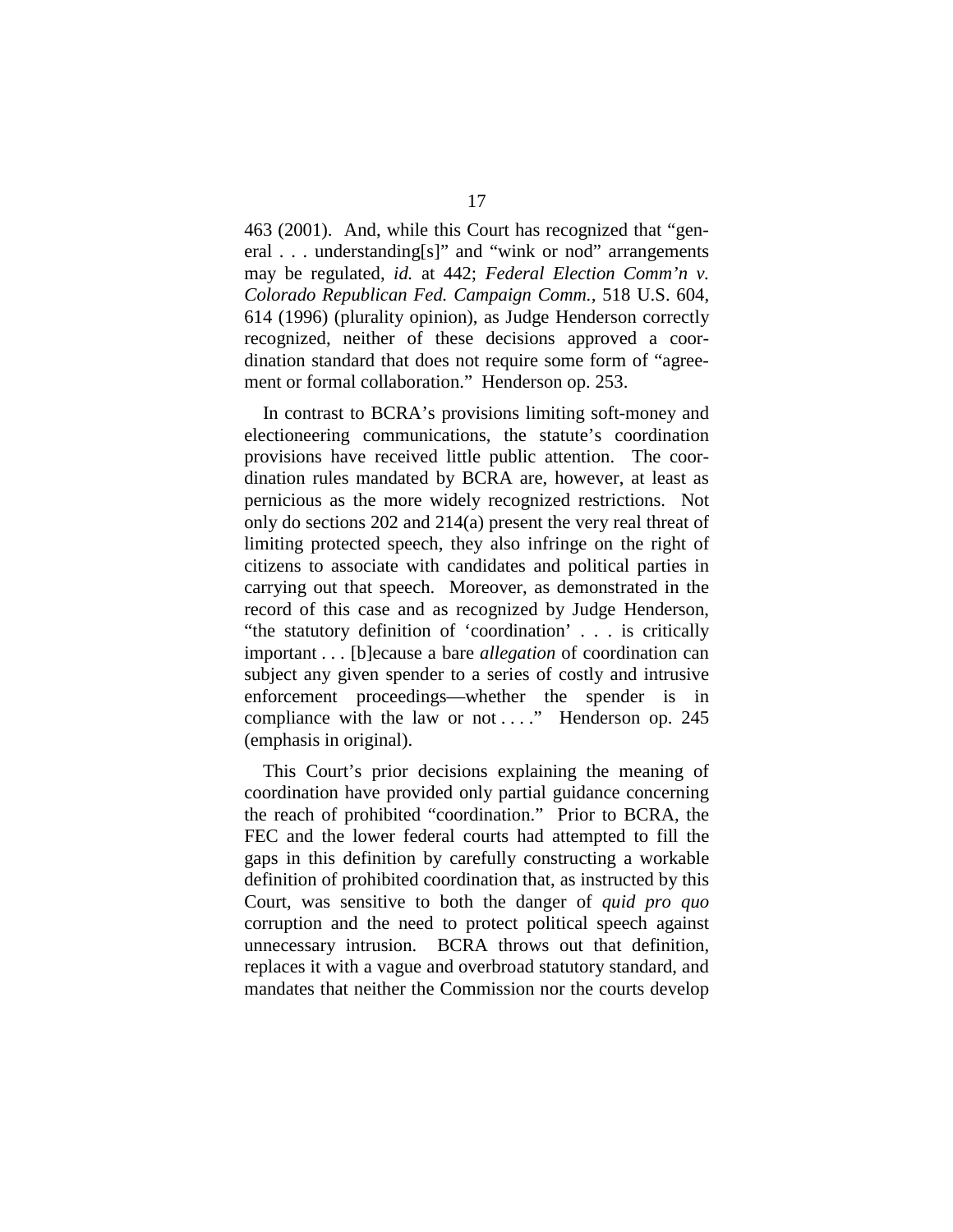463 (2001). And, while this Court has recognized that "general . . . understanding[s]" and "wink or nod" arrangements may be regulated, *id.* at 442; *Federal Election Comm'n v. Colorado Republican Fed. Campaign Comm.*, 518 U.S. 604, 614 (1996) (plurality opinion), as Judge Henderson correctly recognized, neither of these decisions approved a coordination standard that does not require some form of "agreement or formal collaboration." Henderson op. 253.

In contrast to BCRA's provisions limiting soft-money and electioneering communications, the statute's coordination provisions have received little public attention. The coordination rules mandated by BCRA are, however, at least as pernicious as the more widely recognized restrictions. Not only do sections 202 and 214(a) present the very real threat of limiting protected speech, they also infringe on the right of citizens to associate with candidates and political parties in carrying out that speech. Moreover, as demonstrated in the record of this case and as recognized by Judge Henderson, "the statutory definition of 'coordination' . . . is critically important . . . [b]ecause a bare *allegation* of coordination can subject any given spender to a series of costly and intrusive enforcement proceedings—whether the spender is in compliance with the law or not . . . ." Henderson op. 245 (emphasis in original).

This Court's prior decisions explaining the meaning of coordination have provided only partial guidance concerning the reach of prohibited "coordination." Prior to BCRA, the FEC and the lower federal courts had attempted to fill the gaps in this definition by carefully constructing a workable definition of prohibited coordination that, as instructed by this Court, was sensitive to both the danger of *quid pro quo* corruption and the need to protect political speech against unnecessary intrusion. BCRA throws out that definition, replaces it with a vague and overbroad statutory standard, and mandates that neither the Commission nor the courts develop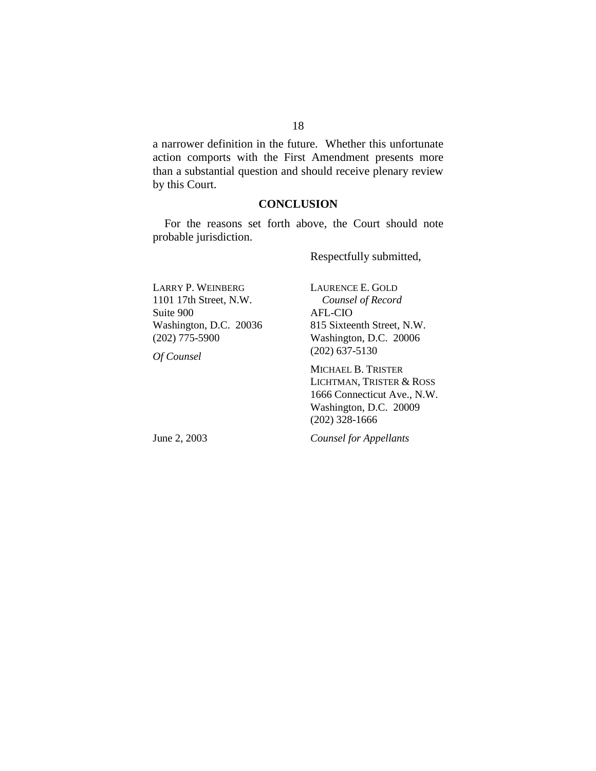a narrower definition in the future. Whether this unfortunate action comports with the First Amendment presents more than a substantial question and should receive plenary review by this Court.

## CONCLUSION

For the reasons set forth above, the Court should note probable jurisdiction.

Respectfully submitted,

LAURENCE E. GOLD
*Counsel of Record*
AFL-CIO
815 Sixteenth Street, N.W.
Washington, D.C. 20006
(202) 637-5130

MICHAEL B. TRISTER
LICHTMAN, TRISTER & ROSS
1666 Connecticut Ave., N.W.
Washington, D.C. 20009
(202) 328-1666

*Counsel for Appellants*

LARRY P. WEINBERG
1101 17th Street, N.W.
Suite 900
Washington, D.C. 20036
(202) 775-5900

*Of Counsel*

June 2, 2003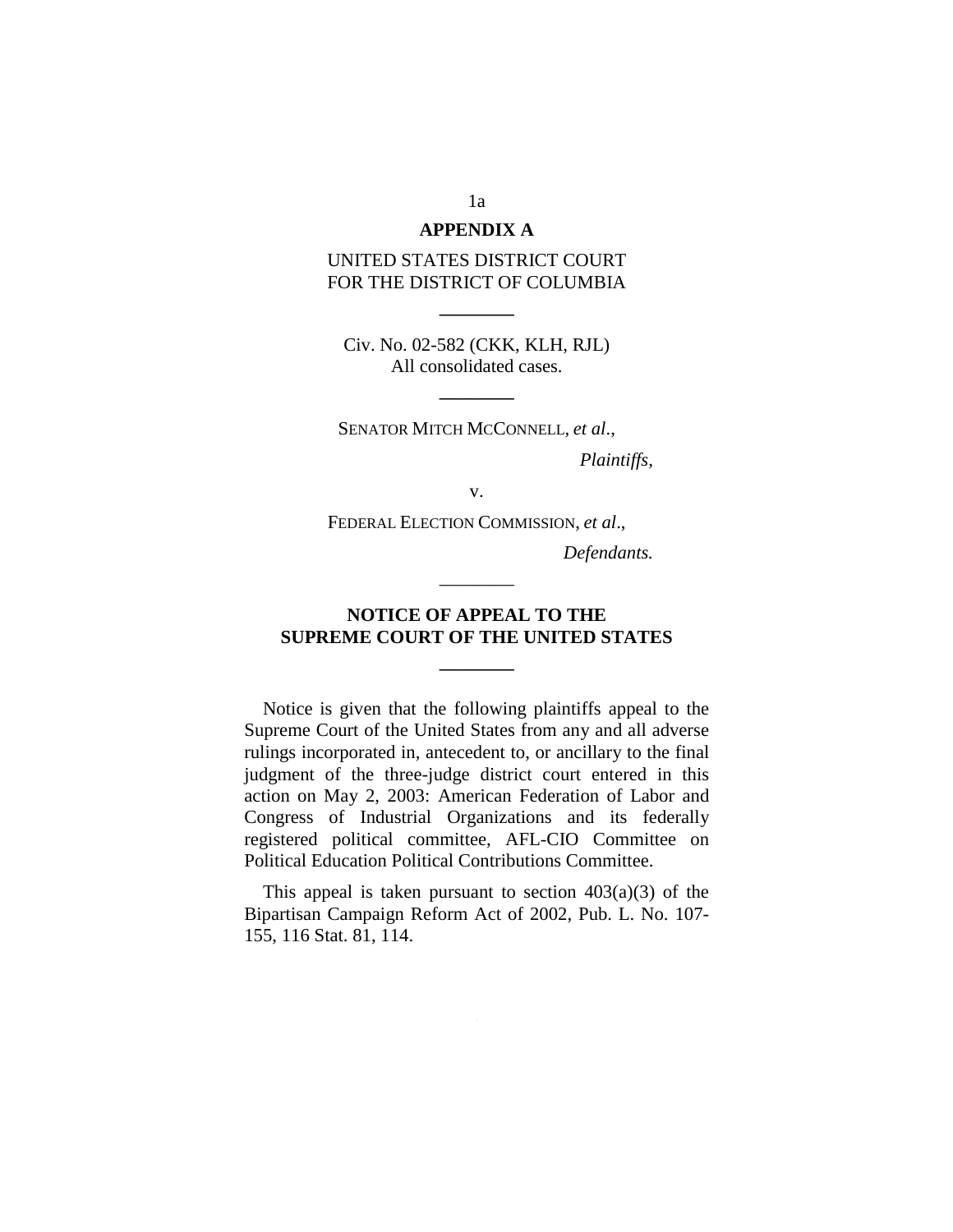## APPENDIX A

UNITED STATES DISTRICT COURT
FOR THE DISTRICT OF COLUMBIA

---

Civ. No. 02-582 (CKK, KLH, RJL)
All consolidated cases.

---

SENATOR MITCH MCCONNELL, *et al*.,

*Plaintiffs*,

v.

FEDERAL ELECTION COMMISSION, *et al*.,

*Defendants.*

---

### NOTICE OF APPEAL TO THE SUPREME COURT OF THE UNITED STATES

---

Notice is given that the following plaintiffs appeal to the Supreme Court of the United States from any and all adverse rulings incorporated in, antecedent to, or ancillary to the final judgment of the three-judge district court entered in this action on May 2, 2003: American Federation of Labor and Congress of Industrial Organizations and its federally registered political committee, AFL-CIO Committee on Political Education Political Contributions Committee.

This appeal is taken pursuant to section 403(a)(3) of the Bipartisan Campaign Reform Act of 2002, Pub. L. No. 107-155, 116 Stat. 81, 114.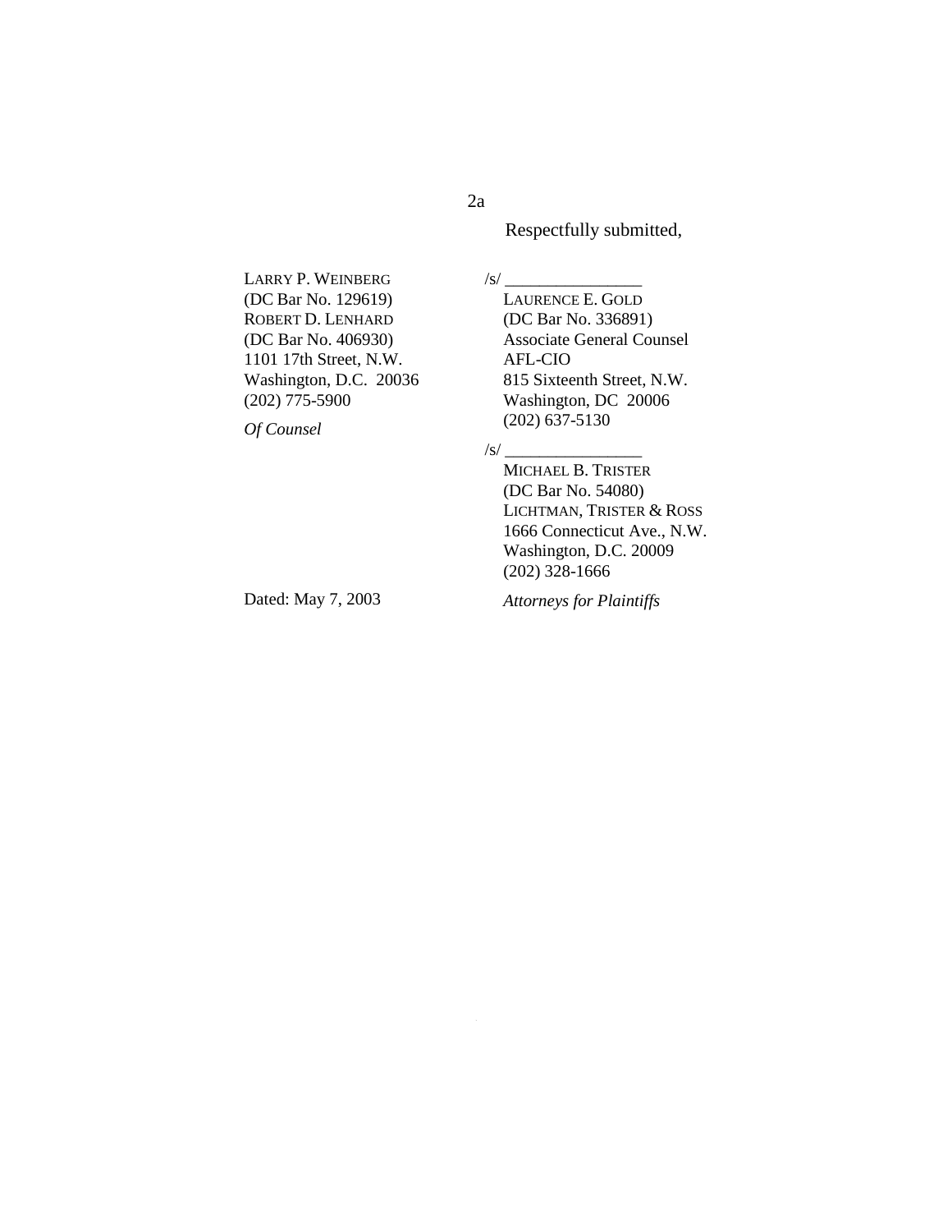Respectfully submitted,

LARRY P. WEINBERG
(DC Bar No. 129619)
ROBERT D. LENHARD
(DC Bar No. 406930)
1101 17th Street, N.W.
Washington, D.C. 20036
(202) 775-5900

*Of Counsel*

/s/ ________________
LAURENCE E. GOLD
(DC Bar No. 336891)
Associate General Counsel
AFL-CIO
815 Sixteenth Street, N.W.
Washington, DC 20006
(202) 637-5130

/s/ ________________
MICHAEL B. TRISTER
(DC Bar No. 54080)
LICHTMAN, TRISTER & ROSS
1666 Connecticut Ave., N.W.
Washington, D.C. 20009
(202) 328-1666

*Attorneys for Plaintiffs*

Dated: May 7, 2003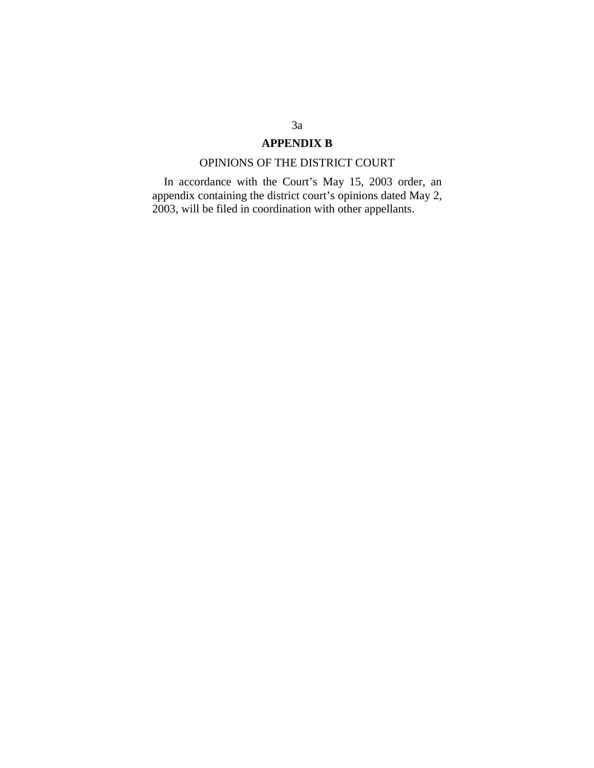## APPENDIX B

OPINIONS OF THE DISTRICT COURT

In accordance with the Court's May 15, 2003 order, an appendix containing the district court's opinions dated May 2, 2003, will be filed in coordination with other appellants.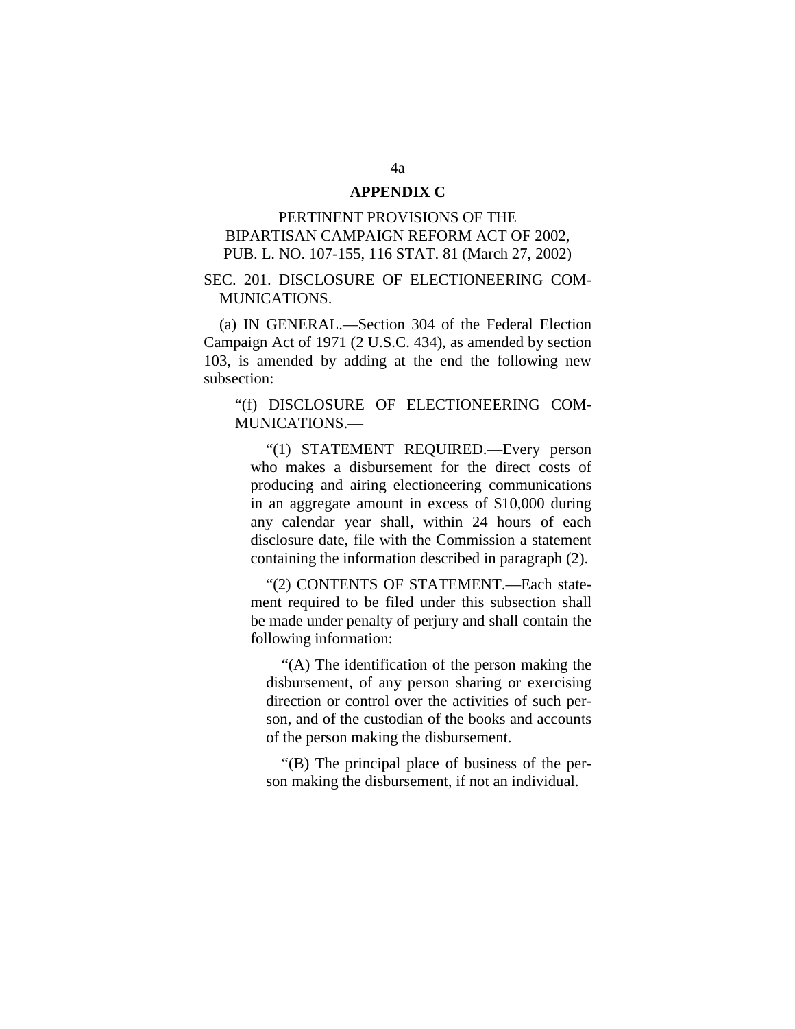## APPENDIX C

PERTINENT PROVISIONS OF THE
BIPARTISAN CAMPAIGN REFORM ACT OF 2002,
PUB. L. NO. 107-155, 116 STAT. 81 (March 27, 2002)

SEC. 201. DISCLOSURE OF ELECTIONEERING COMMUNICATIONS.

(a) IN GENERAL.—Section 304 of the Federal Election Campaign Act of 1971 (2 U.S.C. 434), as amended by section 103, is amended by adding at the end the following new subsection:

"(f) DISCLOSURE OF ELECTIONEERING COMMUNICATIONS.—

"(1) STATEMENT REQUIRED.—Every person who makes a disbursement for the direct costs of producing and airing electioneering communications in an aggregate amount in excess of $10,000 during any calendar year shall, within 24 hours of each disclosure date, file with the Commission a statement containing the information described in paragraph (2).

"(2) CONTENTS OF STATEMENT.—Each statement required to be filed under this subsection shall be made under penalty of perjury and shall contain the following information:

"(A) The identification of the person making the disbursement, of any person sharing or exercising direction or control over the activities of such person, and of the custodian of the books and accounts of the person making the disbursement.

"(B) The principal place of business of the person making the disbursement, if not an individual.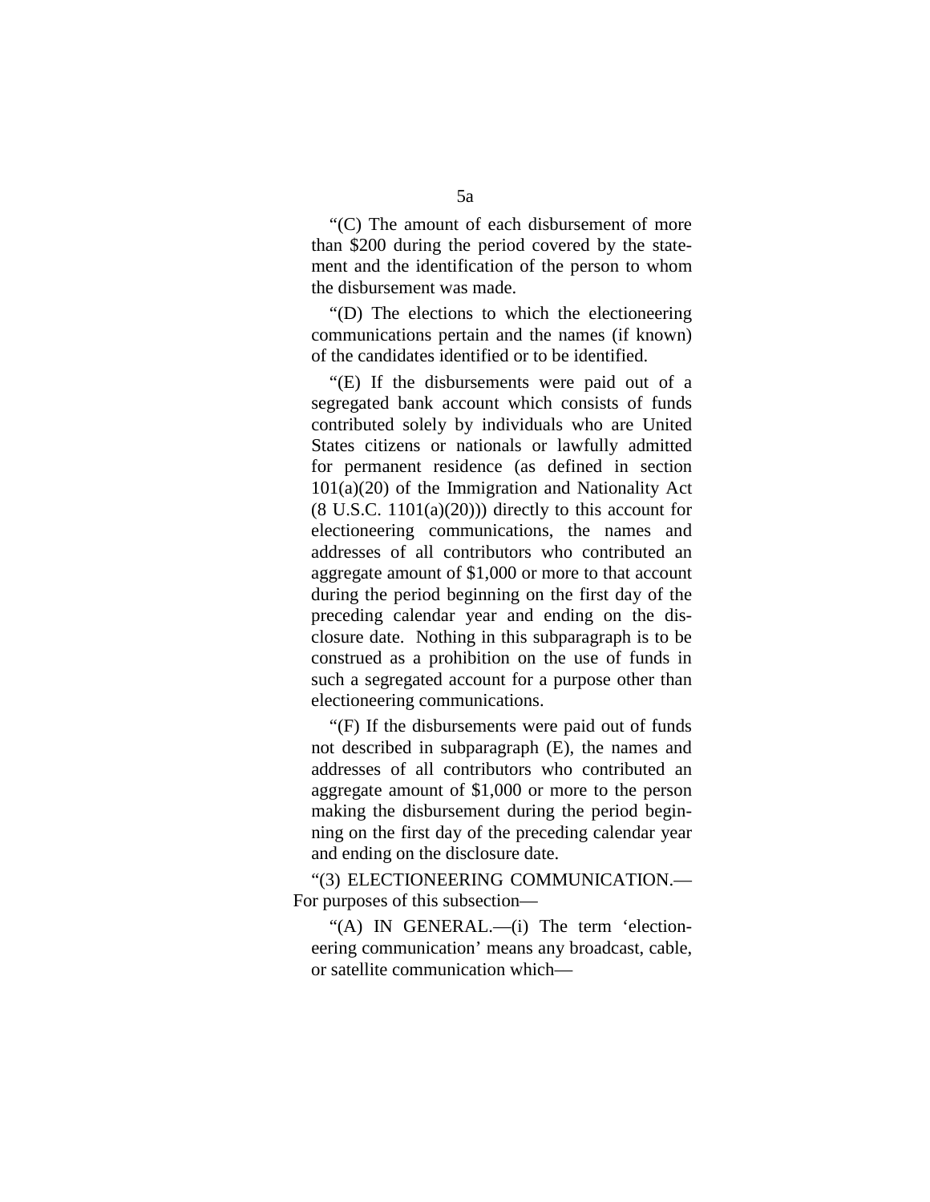"(C) The amount of each disbursement of more than $200 during the period covered by the statement and the identification of the person to whom the disbursement was made.

"(D) The elections to which the electioneering communications pertain and the names (if known) of the candidates identified or to be identified.

"(E) If the disbursements were paid out of a segregated bank account which consists of funds contributed solely by individuals who are United States citizens or nationals or lawfully admitted for permanent residence (as defined in section 101(a)(20) of the Immigration and Nationality Act (8 U.S.C. 1101(a)(20))) directly to this account for electioneering communications, the names and addresses of all contributors who contributed an aggregate amount of $1,000 or more to that account during the period beginning on the first day of the preceding calendar year and ending on the disclosure date. Nothing in this subparagraph is to be construed as a prohibition on the use of funds in such a segregated account for a purpose other than electioneering communications.

"(F) If the disbursements were paid out of funds not described in subparagraph (E), the names and addresses of all contributors who contributed an aggregate amount of $1,000 or more to the person making the disbursement during the period beginning on the first day of the preceding calendar year and ending on the disclosure date.

"(3) ELECTIONEERING COMMUNICATION.—For purposes of this subsection—

"(A) IN GENERAL.—(i) The term 'electioneering communication' means any broadcast, cable, or satellite communication which—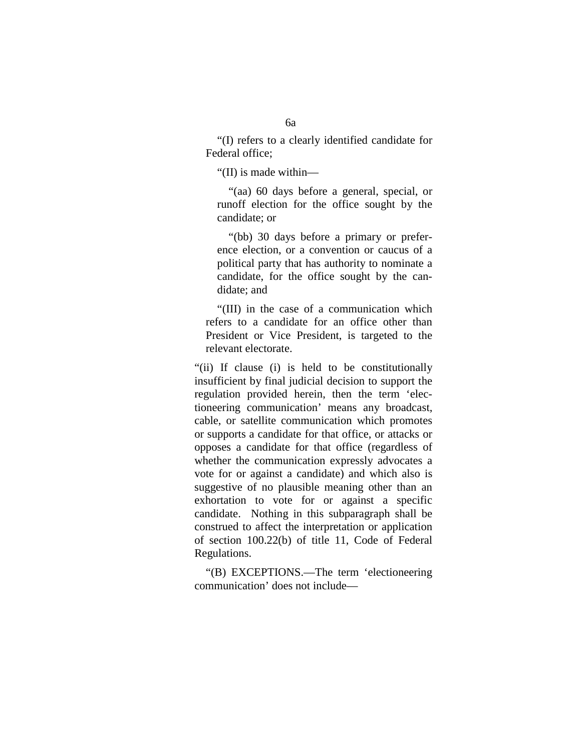"(I) refers to a clearly identified candidate for Federal office;

"(II) is made within—

"(aa) 60 days before a general, special, or runoff election for the office sought by the candidate; or

"(bb) 30 days before a primary or preference election, or a convention or caucus of a political party that has authority to nominate a candidate, for the office sought by the candidate; and

"(III) in the case of a communication which refers to a candidate for an office other than President or Vice President, is targeted to the relevant electorate.

"(ii) If clause (i) is held to be constitutionally insufficient by final judicial decision to support the regulation provided herein, then the term 'electioneering communication' means any broadcast, cable, or satellite communication which promotes or supports a candidate for that office, or attacks or opposes a candidate for that office (regardless of whether the communication expressly advocates a vote for or against a candidate) and which also is suggestive of no plausible meaning other than an exhortation to vote for or against a specific candidate. Nothing in this subparagraph shall be construed to affect the interpretation or application of section 100.22(b) of title 11, Code of Federal Regulations.

"(B) EXCEPTIONS.—The term 'electioneering communication' does not include—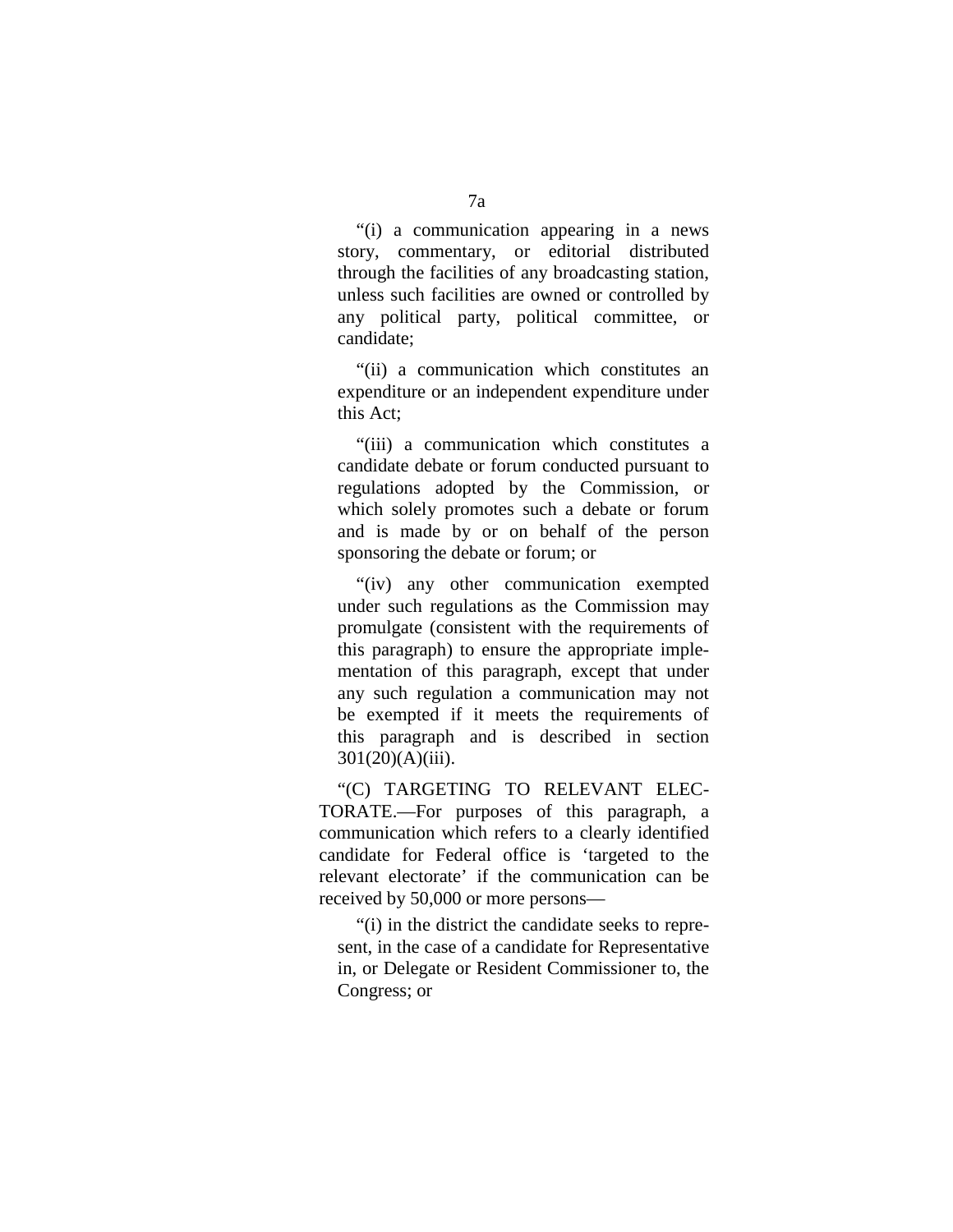"(i) a communication appearing in a news story, commentary, or editorial distributed through the facilities of any broadcasting station, unless such facilities are owned or controlled by any political party, political committee, or candidate;

"(ii) a communication which constitutes an expenditure or an independent expenditure under this Act;

"(iii) a communication which constitutes a candidate debate or forum conducted pursuant to regulations adopted by the Commission, or which solely promotes such a debate or forum and is made by or on behalf of the person sponsoring the debate or forum; or

"(iv) any other communication exempted under such regulations as the Commission may promulgate (consistent with the requirements of this paragraph) to ensure the appropriate implementation of this paragraph, except that under any such regulation a communication may not be exempted if it meets the requirements of this paragraph and is described in section 301(20)(A)(iii).

"(C) TARGETING TO RELEVANT ELECTORATE.—For purposes of this paragraph, a communication which refers to a clearly identified candidate for Federal office is 'targeted to the relevant electorate' if the communication can be received by 50,000 or more persons—

"(i) in the district the candidate seeks to represent, in the case of a candidate for Representative in, or Delegate or Resident Commissioner to, the Congress; or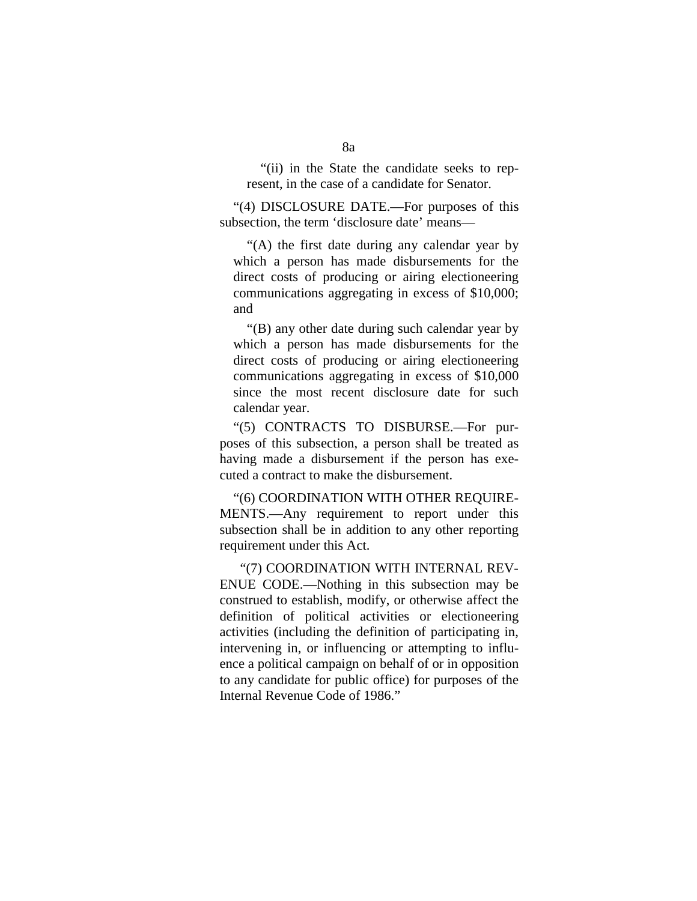"(ii) in the State the candidate seeks to represent, in the case of a candidate for Senator.

"(4) DISCLOSURE DATE.—For purposes of this subsection, the term 'disclosure date' means—

"(A) the first date during any calendar year by which a person has made disbursements for the direct costs of producing or airing electioneering communications aggregating in excess of $10,000; and

"(B) any other date during such calendar year by which a person has made disbursements for the direct costs of producing or airing electioneering communications aggregating in excess of $10,000 since the most recent disclosure date for such calendar year.

"(5) CONTRACTS TO DISBURSE.—For purposes of this subsection, a person shall be treated as having made a disbursement if the person has executed a contract to make the disbursement.

"(6) COORDINATION WITH OTHER REQUIREMENTS.—Any requirement to report under this subsection shall be in addition to any other reporting requirement under this Act.

"(7) COORDINATION WITH INTERNAL REVENUE CODE.—Nothing in this subsection may be construed to establish, modify, or otherwise affect the definition of political activities or electioneering activities (including the definition of participating in, intervening in, or influencing or attempting to influence a political campaign on behalf of or in opposition to any candidate for public office) for purposes of the Internal Revenue Code of 1986."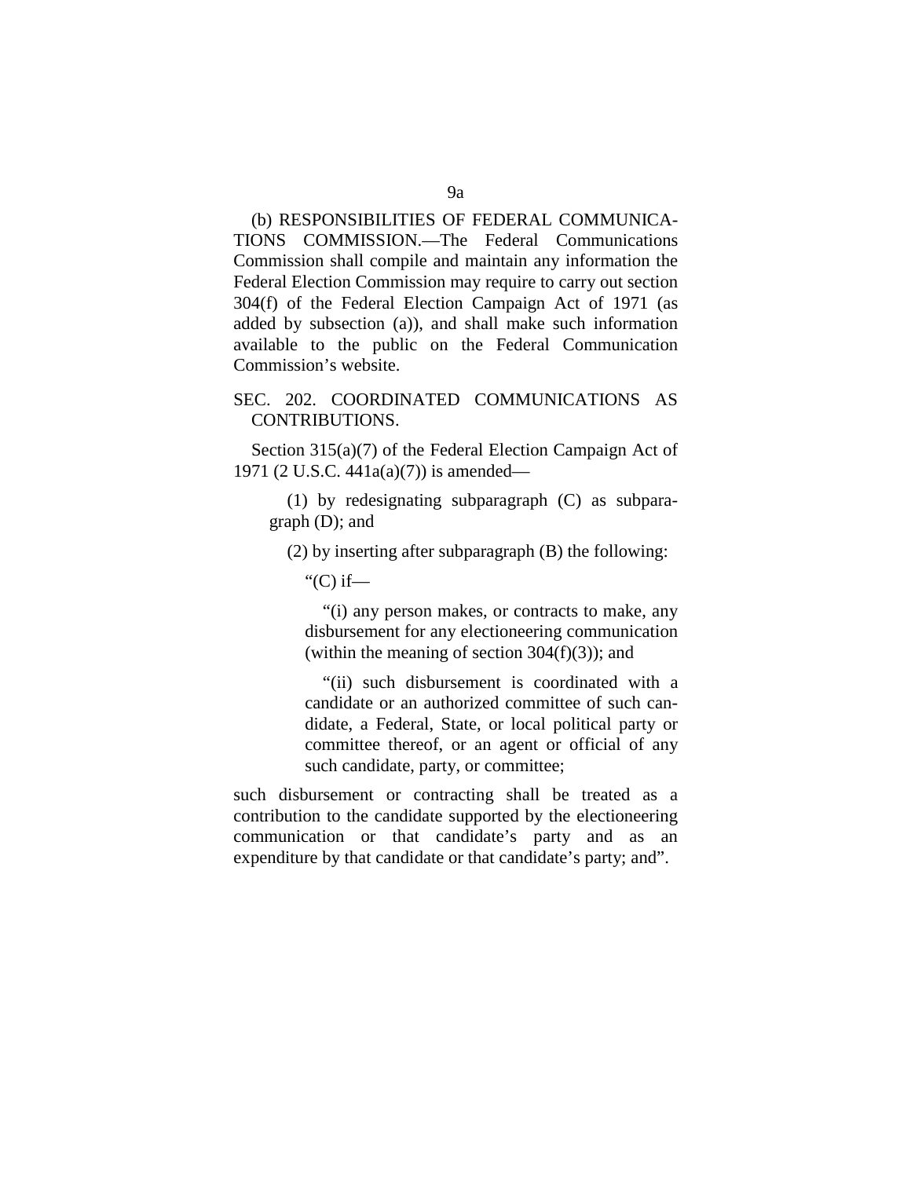(b) RESPONSIBILITIES OF FEDERAL COMMUNICATIONS COMMISSION.—The Federal Communications Commission shall compile and maintain any information the Federal Election Commission may require to carry out section 304(f) of the Federal Election Campaign Act of 1971 (as added by subsection (a)), and shall make such information available to the public on the Federal Communication Commission's website.

SEC. 202. COORDINATED COMMUNICATIONS AS CONTRIBUTIONS.

Section 315(a)(7) of the Federal Election Campaign Act of 1971 (2 U.S.C. 441a(a)(7)) is amended—

(1) by redesignating subparagraph (C) as subparagraph (D); and

(2) by inserting after subparagraph (B) the following:

"(C) if—

"(i) any person makes, or contracts to make, any disbursement for any electioneering communication (within the meaning of section 304(f)(3)); and

"(ii) such disbursement is coordinated with a candidate or an authorized committee of such candidate, a Federal, State, or local political party or committee thereof, or an agent or official of any such candidate, party, or committee;

such disbursement or contracting shall be treated as a contribution to the candidate supported by the electioneering communication or that candidate's party and as an expenditure by that candidate or that candidate's party; and".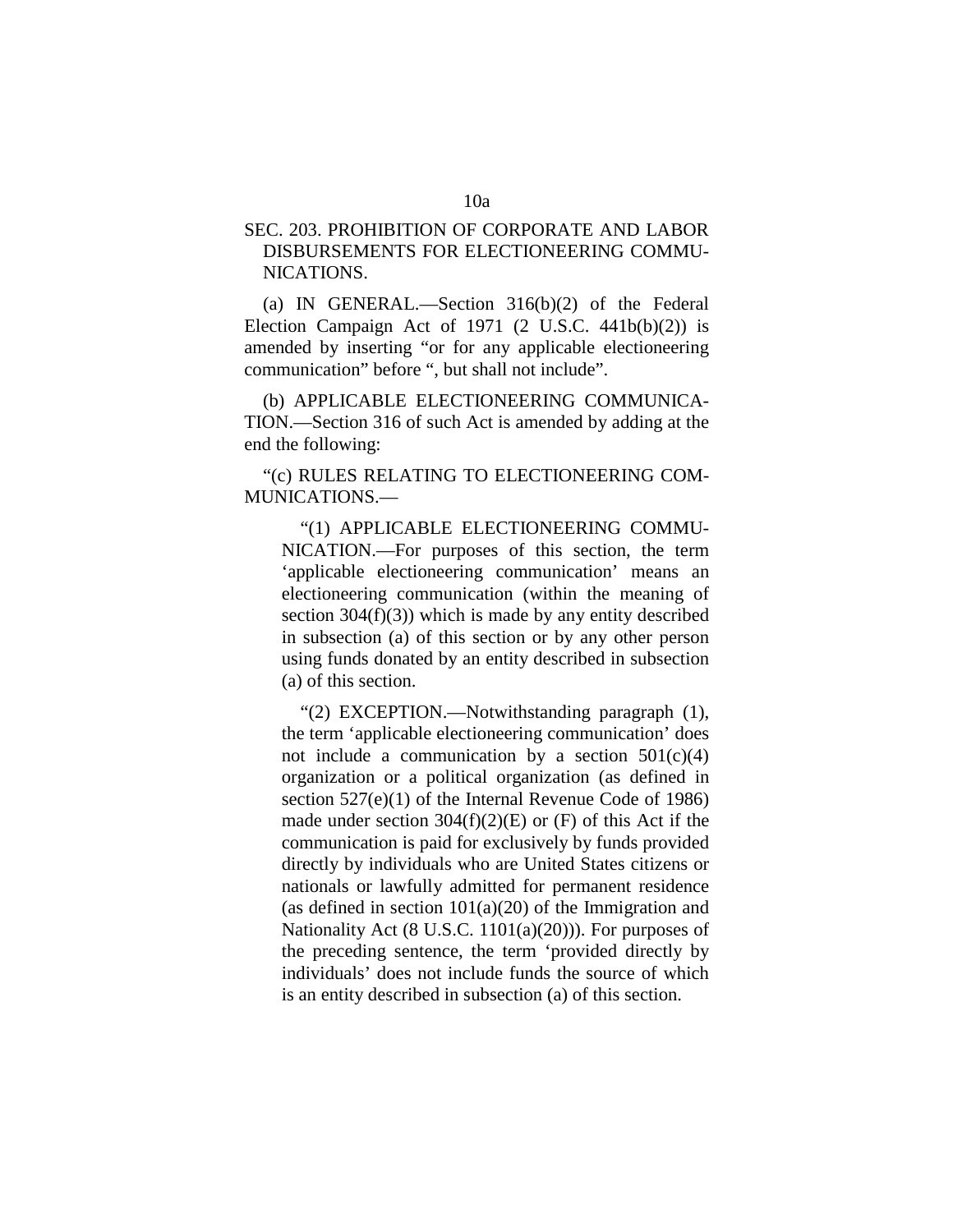SEC. 203. PROHIBITION OF CORPORATE AND LABOR DISBURSEMENTS FOR ELECTIONEERING COMMUNICATIONS.

(a) IN GENERAL.—Section 316(b)(2) of the Federal Election Campaign Act of 1971 (2 U.S.C. 441b(b)(2)) is amended by inserting "or for any applicable electioneering communication" before ", but shall not include".

(b) APPLICABLE ELECTIONEERING COMMUNICATION.—Section 316 of such Act is amended by adding at the end the following:

"(c) RULES RELATING TO ELECTIONEERING COMMUNICATIONS.—

"(1) APPLICABLE ELECTIONEERING COMMUNICATION.—For purposes of this section, the term 'applicable electioneering communication' means an electioneering communication (within the meaning of section 304(f)(3)) which is made by any entity described in subsection (a) of this section or by any other person using funds donated by an entity described in subsection (a) of this section.

"(2) EXCEPTION.—Notwithstanding paragraph (1), the term 'applicable electioneering communication' does not include a communication by a section 501(c)(4) organization or a political organization (as defined in section 527(e)(1) of the Internal Revenue Code of 1986) made under section 304(f)(2)(E) or (F) of this Act if the communication is paid for exclusively by funds provided directly by individuals who are United States citizens or nationals or lawfully admitted for permanent residence (as defined in section 101(a)(20) of the Immigration and Nationality Act (8 U.S.C. 1101(a)(20))). For purposes of the preceding sentence, the term 'provided directly by individuals' does not include funds the source of which is an entity described in subsection (a) of this section.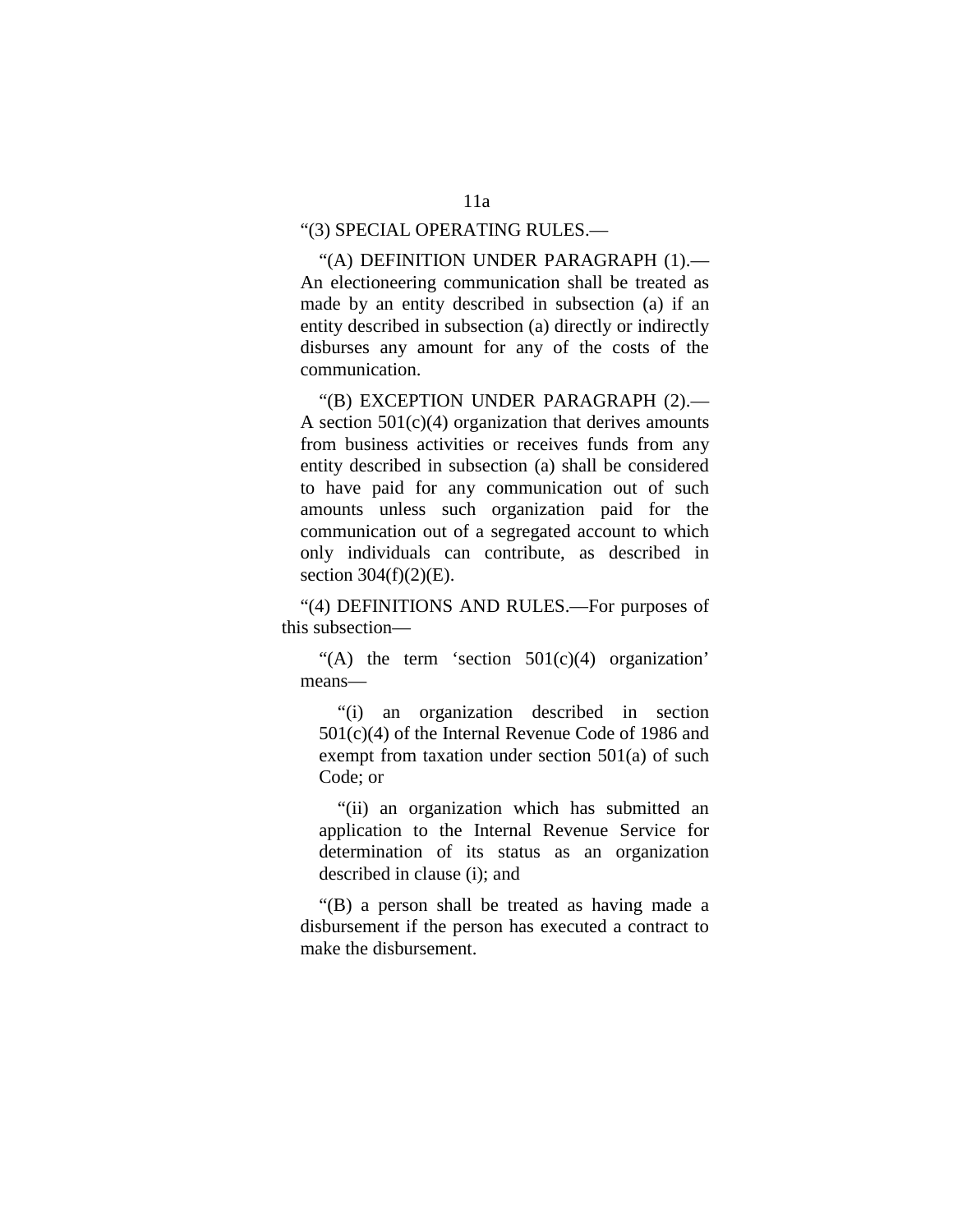"(3) SPECIAL OPERATING RULES.—

"(A) DEFINITION UNDER PARAGRAPH (1).—An electioneering communication shall be treated as made by an entity described in subsection (a) if an entity described in subsection (a) directly or indirectly disburses any amount for any of the costs of the communication.

"(B) EXCEPTION UNDER PARAGRAPH (2).—A section 501(c)(4) organization that derives amounts from business activities or receives funds from any entity described in subsection (a) shall be considered to have paid for any communication out of such amounts unless such organization paid for the communication out of a segregated account to which only individuals can contribute, as described in section 304(f)(2)(E).

"(4) DEFINITIONS AND RULES.—For purposes of this subsection—

"(A) the term 'section 501(c)(4) organization' means—

"(i) an organization described in section 501(c)(4) of the Internal Revenue Code of 1986 and exempt from taxation under section 501(a) of such Code; or

"(ii) an organization which has submitted an application to the Internal Revenue Service for determination of its status as an organization described in clause (i); and

"(B) a person shall be treated as having made a disbursement if the person has executed a contract to make the disbursement.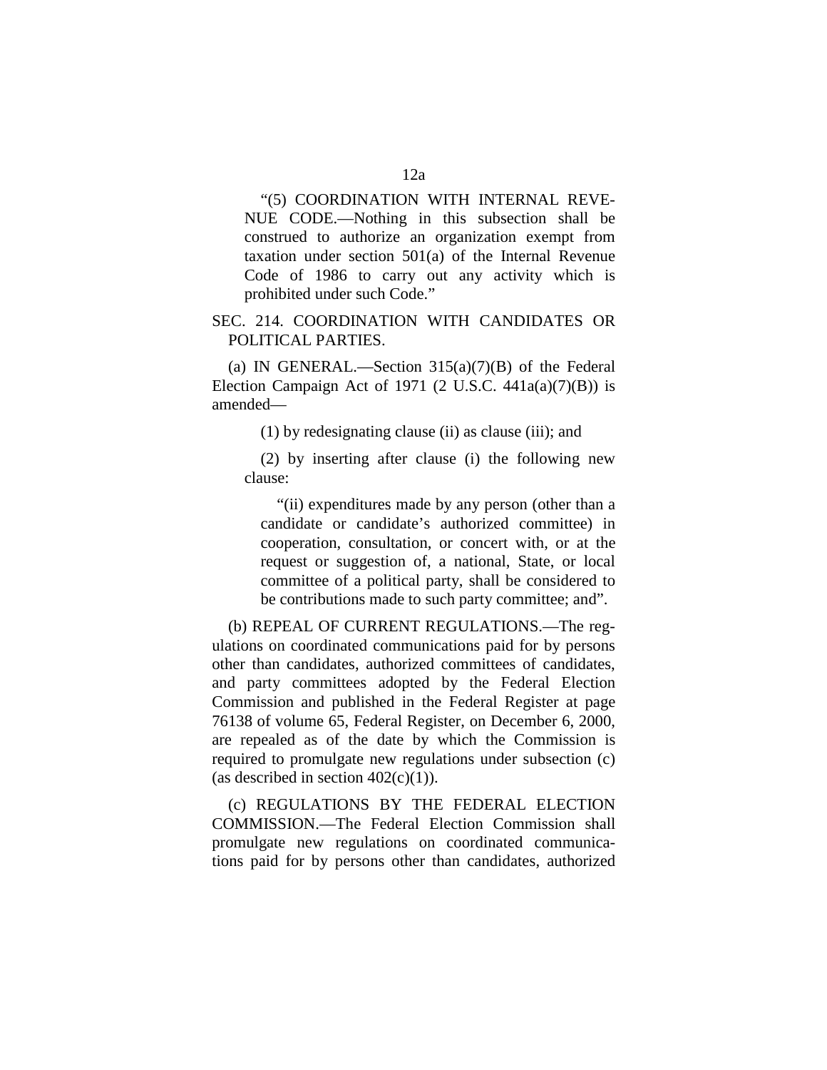"(5) COORDINATION WITH INTERNAL REVENUE CODE.—Nothing in this subsection shall be construed to authorize an organization exempt from taxation under section 501(a) of the Internal Revenue Code of 1986 to carry out any activity which is prohibited under such Code."

SEC. 214. COORDINATION WITH CANDIDATES OR POLITICAL PARTIES.

(a) IN GENERAL.—Section 315(a)(7)(B) of the Federal Election Campaign Act of 1971 (2 U.S.C. 441a(a)(7)(B)) is amended—

(1) by redesignating clause (ii) as clause (iii); and

(2) by inserting after clause (i) the following new clause:

"(ii) expenditures made by any person (other than a candidate or candidate's authorized committee) in cooperation, consultation, or concert with, or at the request or suggestion of, a national, State, or local committee of a political party, shall be considered to be contributions made to such party committee; and".

(b) REPEAL OF CURRENT REGULATIONS.—The regulations on coordinated communications paid for by persons other than candidates, authorized committees of candidates, and party committees adopted by the Federal Election Commission and published in the Federal Register at page 76138 of volume 65, Federal Register, on December 6, 2000, are repealed as of the date by which the Commission is required to promulgate new regulations under subsection (c) (as described in section 402(c)(1)).

(c) REGULATIONS BY THE FEDERAL ELECTION COMMISSION.—The Federal Election Commission shall promulgate new regulations on coordinated communications paid for by persons other than candidates, authorized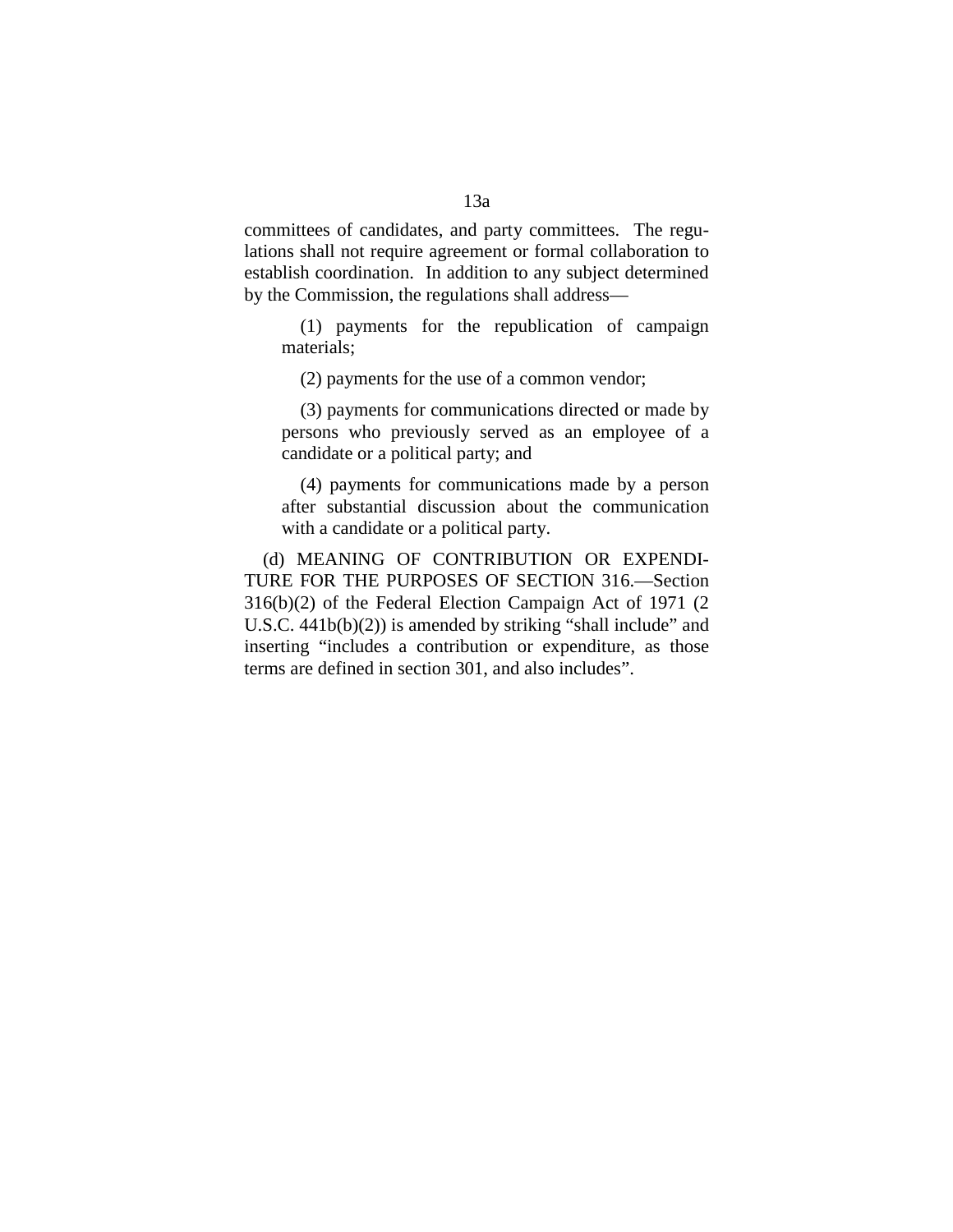committees of candidates, and party committees. The regulations shall not require agreement or formal collaboration to establish coordination. In addition to any subject determined by the Commission, the regulations shall address—

(1) payments for the republication of campaign materials;

(2) payments for the use of a common vendor;

(3) payments for communications directed or made by persons who previously served as an employee of a candidate or a political party; and

(4) payments for communications made by a person after substantial discussion about the communication with a candidate or a political party.

(d) MEANING OF CONTRIBUTION OR EXPENDITURE FOR THE PURPOSES OF SECTION 316.—Section 316(b)(2) of the Federal Election Campaign Act of 1971 (2 U.S.C. 441b(b)(2)) is amended by striking "shall include" and inserting "includes a contribution or expenditure, as those terms are defined in section 301, and also includes".